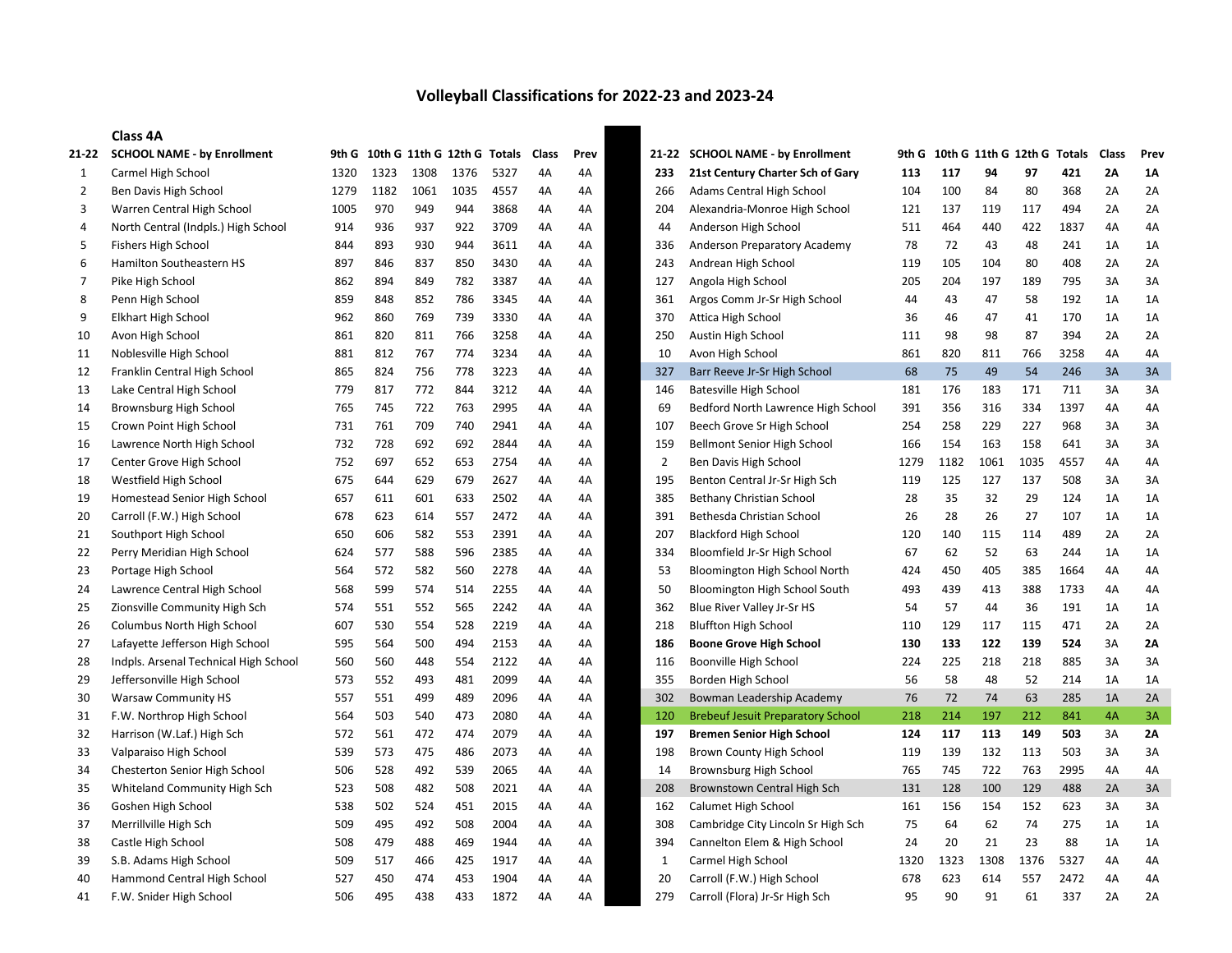# Volleyball Classifications for 2022-23 and 2023-24

## Class 4A

| 21-22 | SCHOOL NAME - by Enrollment | 9th G | 10th G | 11th G | 12th G | Totals | Class | Prev |
|---|---|---|---|---|---|---|---|---|
| 1 | Carmel High School | 1320 | 1323 | 1308 | 1376 | 5327 | 4A | 4A |
| 2 | Ben Davis High School | 1279 | 1182 | 1061 | 1035 | 4557 | 4A | 4A |
| 3 | Warren Central High School | 1005 | 970 | 949 | 944 | 3868 | 4A | 4A |
| 4 | North Central (Indpls.) High School | 914 | 936 | 937 | 922 | 3709 | 4A | 4A |
| 5 | Fishers High School | 844 | 893 | 930 | 944 | 3611 | 4A | 4A |
| 6 | Hamilton Southeastern HS | 897 | 846 | 837 | 850 | 3430 | 4A | 4A |
| 7 | Pike High School | 862 | 894 | 849 | 782 | 3387 | 4A | 4A |
| 8 | Penn High School | 859 | 848 | 852 | 786 | 3345 | 4A | 4A |
| 9 | Elkhart High School | 962 | 860 | 769 | 739 | 3330 | 4A | 4A |
| 10 | Avon High School | 861 | 820 | 811 | 766 | 3258 | 4A | 4A |
| 11 | Noblesville High School | 881 | 812 | 767 | 774 | 3234 | 4A | 4A |
| 12 | Franklin Central High School | 865 | 824 | 756 | 778 | 3223 | 4A | 4A |
| 13 | Lake Central High School | 779 | 817 | 772 | 844 | 3212 | 4A | 4A |
| 14 | Brownsburg High School | 765 | 745 | 722 | 763 | 2995 | 4A | 4A |
| 15 | Crown Point High School | 731 | 761 | 709 | 740 | 2941 | 4A | 4A |
| 16 | Lawrence North High School | 732 | 728 | 692 | 692 | 2844 | 4A | 4A |
| 17 | Center Grove High School | 752 | 697 | 652 | 653 | 2754 | 4A | 4A |
| 18 | Westfield High School | 675 | 644 | 629 | 679 | 2627 | 4A | 4A |
| 19 | Homestead Senior High School | 657 | 611 | 601 | 633 | 2502 | 4A | 4A |
| 20 | Carroll (F.W.) High School | 678 | 623 | 614 | 557 | 2472 | 4A | 4A |
| 21 | Southport High School | 650 | 606 | 582 | 553 | 2391 | 4A | 4A |
| 22 | Perry Meridian High School | 624 | 577 | 588 | 596 | 2385 | 4A | 4A |
| 23 | Portage High School | 564 | 572 | 582 | 560 | 2278 | 4A | 4A |
| 24 | Lawrence Central High School | 568 | 599 | 574 | 514 | 2255 | 4A | 4A |
| 25 | Zionsville Community High Sch | 574 | 551 | 552 | 565 | 2242 | 4A | 4A |
| 26 | Columbus North High School | 607 | 530 | 554 | 528 | 2219 | 4A | 4A |
| 27 | Lafayette Jefferson High School | 595 | 564 | 500 | 494 | 2153 | 4A | 4A |
| 28 | Indpls. Arsenal Technical High School | 560 | 560 | 448 | 554 | 2122 | 4A | 4A |
| 29 | Jeffersonville High School | 573 | 552 | 493 | 481 | 2099 | 4A | 4A |
| 30 | Warsaw Community HS | 557 | 551 | 499 | 489 | 2096 | 4A | 4A |
| 31 | F.W. Northrop High School | 564 | 503 | 540 | 473 | 2080 | 4A | 4A |
| 32 | Harrison (W.Laf.) High Sch | 572 | 561 | 472 | 474 | 2079 | 4A | 4A |
| 33 | Valparaiso High School | 539 | 573 | 475 | 486 | 2073 | 4A | 4A |
| 34 | Chesterton Senior High School | 506 | 528 | 492 | 539 | 2065 | 4A | 4A |
| 35 | Whiteland Community High Sch | 523 | 508 | 482 | 508 | 2021 | 4A | 4A |
| 36 | Goshen High School | 538 | 502 | 524 | 451 | 2015 | 4A | 4A |
| 37 | Merrillville High Sch | 509 | 495 | 492 | 508 | 2004 | 4A | 4A |
| 38 | Castle High School | 508 | 479 | 488 | 469 | 1944 | 4A | 4A |
| 39 | S.B. Adams High School | 509 | 517 | 466 | 425 | 1917 | 4A | 4A |
| 40 | Hammond Central High School | 527 | 450 | 474 | 453 | 1904 | 4A | 4A |
| 41 | F.W. Snider High School | 506 | 495 | 438 | 433 | 1872 | 4A | 4A |

| 21-22 | SCHOOL NAME - by Enrollment | 9th G | 10th G | 11th G | 12th G | Totals | Class | Prev |
|---|---|---|---|---|---|---|---|---|
| **233** | **21st Century Charter Sch of Gary** | **113** | **117** | **94** | **97** | **421** | **2A** | **1A** |
| 266 | Adams Central High School | 104 | 100 | 84 | 80 | 368 | 2A | 2A |
| 204 | Alexandria-Monroe High School | 121 | 137 | 119 | 117 | 494 | 2A | 2A |
| 44 | Anderson High School | 511 | 464 | 440 | 422 | 1837 | 4A | 4A |
| 336 | Anderson Preparatory Academy | 78 | 72 | 43 | 48 | 241 | 1A | 1A |
| 243 | Andrean High School | 119 | 105 | 104 | 80 | 408 | 2A | 2A |
| 127 | Angola High School | 205 | 204 | 197 | 189 | 795 | 3A | 3A |
| 361 | Argos Comm Jr-Sr High School | 44 | 43 | 47 | 58 | 192 | 1A | 1A |
| 370 | Attica High School | 36 | 46 | 47 | 41 | 170 | 1A | 1A |
| 250 | Austin High School | 111 | 98 | 98 | 87 | 394 | 2A | 2A |
| 10 | Avon High School | 861 | 820 | 811 | 766 | 3258 | 4A | 4A |
| 327 | Barr Reeve Jr-Sr High School | 68 | 75 | 49 | 54 | 246 | 3A | 3A |
| 146 | Batesville High School | 181 | 176 | 183 | 171 | 711 | 3A | 3A |
| 69 | Bedford North Lawrence High School | 391 | 356 | 316 | 334 | 1397 | 4A | 4A |
| 107 | Beech Grove Sr High School | 254 | 258 | 229 | 227 | 968 | 3A | 3A |
| 159 | Bellmont Senior High School | 166 | 154 | 163 | 158 | 641 | 3A | 3A |
| 2 | Ben Davis High School | 1279 | 1182 | 1061 | 1035 | 4557 | 4A | 4A |
| 195 | Benton Central Jr-Sr High Sch | 119 | 125 | 127 | 137 | 508 | 3A | 3A |
| 385 | Bethany Christian School | 28 | 35 | 32 | 29 | 124 | 1A | 1A |
| 391 | Bethesda Christian School | 26 | 28 | 26 | 27 | 107 | 1A | 1A |
| 207 | Blackford High School | 120 | 140 | 115 | 114 | 489 | 2A | 2A |
| 334 | Bloomfield Jr-Sr High School | 67 | 62 | 52 | 63 | 244 | 1A | 1A |
| 53 | Bloomington High School North | 424 | 450 | 405 | 385 | 1664 | 4A | 4A |
| 50 | Bloomington High School South | 493 | 439 | 413 | 388 | 1733 | 4A | 4A |
| 362 | Blue River Valley Jr-Sr HS | 54 | 57 | 44 | 36 | 191 | 1A | 1A |
| 218 | Bluffton High School | 110 | 129 | 117 | 115 | 471 | 2A | 2A |
| **186** | **Boone Grove High School** | **130** | **133** | **122** | **139** | **524** | **3A** | **2A** |
| 116 | Boonville High School | 224 | 225 | 218 | 218 | 885 | 3A | 3A |
| 355 | Borden High School | 56 | 58 | 48 | 52 | 214 | 1A | 1A |
| 302 | Bowman Leadership Academy | 76 | 72 | 74 | 63 | 285 | 1A | 2A |
| 120 | Brebeuf Jesuit Preparatory School | 218 | 214 | 197 | 212 | 841 | 4A | 3A |
| **197** | **Bremen Senior High School** | **124** | **117** | **113** | **149** | **503** | **3A** | **2A** |
| 198 | Brown County High School | 119 | 139 | 132 | 113 | 503 | 3A | 3A |
| 14 | Brownsburg High School | 765 | 745 | 722 | 763 | 2995 | 4A | 4A |
| 208 | Brownstown Central High Sch | 131 | 128 | 100 | 129 | 488 | 2A | 3A |
| 162 | Calumet High School | 161 | 156 | 154 | 152 | 623 | 3A | 3A |
| 308 | Cambridge City Lincoln Sr High Sch | 75 | 64 | 62 | 74 | 275 | 1A | 1A |
| 394 | Cannelton Elem & High School | 24 | 20 | 21 | 23 | 88 | 1A | 1A |
| 1 | Carmel High School | 1320 | 1323 | 1308 | 1376 | 5327 | 4A | 4A |
| 20 | Carroll (F.W.) High School | 678 | 623 | 614 | 557 | 2472 | 4A | 4A |
| 279 | Carroll (Flora) Jr-Sr High Sch | 95 | 90 | 91 | 61 | 337 | 2A | 2A |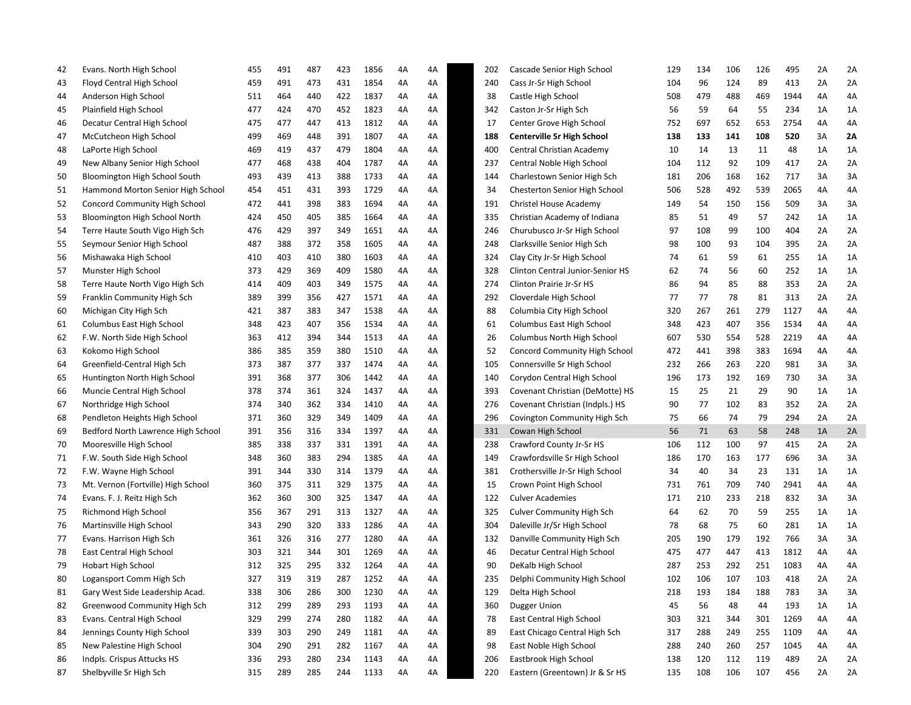| 42 | Evans. North High School | 455 | 491 | 487 | 423 | 1856 | 4A | 4A |
|---|---|---|---|---|---|---|---|---|
| 43 | Floyd Central High School | 459 | 491 | 473 | 431 | 1854 | 4A | 4A |
| 44 | Anderson High School | 511 | 464 | 440 | 422 | 1837 | 4A | 4A |
| 45 | Plainfield High School | 477 | 424 | 470 | 452 | 1823 | 4A | 4A |
| 46 | Decatur Central High School | 475 | 477 | 447 | 413 | 1812 | 4A | 4A |
| 47 | McCutcheon High School | 499 | 469 | 448 | 391 | 1807 | 4A | 4A |
| 48 | LaPorte High School | 469 | 419 | 437 | 479 | 1804 | 4A | 4A |
| 49 | New Albany Senior High School | 477 | 468 | 438 | 404 | 1787 | 4A | 4A |
| 50 | Bloomington High School South | 493 | 439 | 413 | 388 | 1733 | 4A | 4A |
| 51 | Hammond Morton Senior High School | 454 | 451 | 431 | 393 | 1729 | 4A | 4A |
| 52 | Concord Community High School | 472 | 441 | 398 | 383 | 1694 | 4A | 4A |
| 53 | Bloomington High School North | 424 | 450 | 405 | 385 | 1664 | 4A | 4A |
| 54 | Terre Haute South Vigo High Sch | 476 | 429 | 397 | 349 | 1651 | 4A | 4A |
| 55 | Seymour Senior High School | 487 | 388 | 372 | 358 | 1605 | 4A | 4A |
| 56 | Mishawaka High School | 410 | 403 | 410 | 380 | 1603 | 4A | 4A |
| 57 | Munster High School | 373 | 429 | 369 | 409 | 1580 | 4A | 4A |
| 58 | Terre Haute North Vigo High Sch | 414 | 409 | 403 | 349 | 1575 | 4A | 4A |
| 59 | Franklin Community High Sch | 389 | 399 | 356 | 427 | 1571 | 4A | 4A |
| 60 | Michigan City High Sch | 421 | 387 | 383 | 347 | 1538 | 4A | 4A |
| 61 | Columbus East High School | 348 | 423 | 407 | 356 | 1534 | 4A | 4A |
| 62 | F.W. North Side High School | 363 | 412 | 394 | 344 | 1513 | 4A | 4A |
| 63 | Kokomo High School | 386 | 385 | 359 | 380 | 1510 | 4A | 4A |
| 64 | Greenfield-Central High Sch | 373 | 387 | 377 | 337 | 1474 | 4A | 4A |
| 65 | Huntington North High School | 391 | 368 | 377 | 306 | 1442 | 4A | 4A |
| 66 | Muncie Central High School | 378 | 374 | 361 | 324 | 1437 | 4A | 4A |
| 67 | Northridge High School | 374 | 340 | 362 | 334 | 1410 | 4A | 4A |
| 68 | Pendleton Heights High School | 371 | 360 | 329 | 349 | 1409 | 4A | 4A |
| 69 | Bedford North Lawrence High School | 391 | 356 | 316 | 334 | 1397 | 4A | 4A |
| 70 | Mooresville High School | 385 | 338 | 337 | 331 | 1391 | 4A | 4A |
| 71 | F.W. South Side High School | 348 | 360 | 383 | 294 | 1385 | 4A | 4A |
| 72 | F.W. Wayne High School | 391 | 344 | 330 | 314 | 1379 | 4A | 4A |
| 73 | Mt. Vernon (Fortville) High School | 360 | 375 | 311 | 329 | 1375 | 4A | 4A |
| 74 | Evans. F. J. Reitz High Sch | 362 | 360 | 300 | 325 | 1347 | 4A | 4A |
| 75 | Richmond High School | 356 | 367 | 291 | 313 | 1327 | 4A | 4A |
| 76 | Martinsville High School | 343 | 290 | 320 | 333 | 1286 | 4A | 4A |
| 77 | Evans. Harrison High Sch | 361 | 326 | 316 | 277 | 1280 | 4A | 4A |
| 78 | East Central High School | 303 | 321 | 344 | 301 | 1269 | 4A | 4A |
| 79 | Hobart High School | 312 | 325 | 295 | 332 | 1264 | 4A | 4A |
| 80 | Logansport Comm High Sch | 327 | 319 | 319 | 287 | 1252 | 4A | 4A |
| 81 | Gary West Side Leadership Acad. | 338 | 306 | 286 | 300 | 1230 | 4A | 4A |
| 82 | Greenwood Community High Sch | 312 | 299 | 289 | 293 | 1193 | 4A | 4A |
| 83 | Evans. Central High School | 329 | 299 | 274 | 280 | 1182 | 4A | 4A |
| 84 | Jennings County High School | 339 | 303 | 290 | 249 | 1181 | 4A | 4A |
| 85 | New Palestine High School | 304 | 290 | 291 | 282 | 1167 | 4A | 4A |
| 86 | Indpls. Crispus Attucks HS | 336 | 293 | 280 | 234 | 1143 | 4A | 4A |
| 87 | Shelbyville Sr High Sch | 315 | 289 | 285 | 244 | 1133 | 4A | 4A |

| 202 | Cascade Senior High School | 129 | 134 | 106 | 126 | 495 | 2A | 2A |
|---|---|---|---|---|---|---|---|---|
| 240 | Cass Jr-Sr High School | 104 | 96 | 124 | 89 | 413 | 2A | 2A |
| 38 | Castle High School | 508 | 479 | 488 | 469 | 1944 | 4A | 4A |
| 342 | Caston Jr-Sr High Sch | 56 | 59 | 64 | 55 | 234 | 1A | 1A |
| 17 | Center Grove High School | 752 | 697 | 652 | 653 | 2754 | 4A | 4A |
| **188** | **Centerville Sr High School** | **138** | **133** | **141** | **108** | **520** | 3A | **2A** |
| 400 | Central Christian Academy | 10 | 14 | 13 | 11 | 48 | 1A | 1A |
| 237 | Central Noble High School | 104 | 112 | 92 | 109 | 417 | 2A | 2A |
| 144 | Charlestown Senior High Sch | 181 | 206 | 168 | 162 | 717 | 3A | 3A |
| 34 | Chesterton Senior High School | 506 | 528 | 492 | 539 | 2065 | 4A | 4A |
| 191 | Christel House Academy | 149 | 54 | 150 | 156 | 509 | 3A | 3A |
| 335 | Christian Academy of Indiana | 85 | 51 | 49 | 57 | 242 | 1A | 1A |
| 246 | Churubusco Jr-Sr High School | 97 | 108 | 99 | 100 | 404 | 2A | 2A |
| 248 | Clarksville Senior High Sch | 98 | 100 | 93 | 104 | 395 | 2A | 2A |
| 324 | Clay City Jr-Sr High School | 74 | 61 | 59 | 61 | 255 | 1A | 1A |
| 328 | Clinton Central Junior-Senior HS | 62 | 74 | 56 | 60 | 252 | 1A | 1A |
| 274 | Clinton Prairie Jr-Sr HS | 86 | 94 | 85 | 88 | 353 | 2A | 2A |
| 292 | Cloverdale High School | 77 | 77 | 78 | 81 | 313 | 2A | 2A |
| 88 | Columbia City High School | 320 | 267 | 261 | 279 | 1127 | 4A | 4A |
| 61 | Columbus East High School | 348 | 423 | 407 | 356 | 1534 | 4A | 4A |
| 26 | Columbus North High School | 607 | 530 | 554 | 528 | 2219 | 4A | 4A |
| 52 | Concord Community High School | 472 | 441 | 398 | 383 | 1694 | 4A | 4A |
| 105 | Connersville Sr High School | 232 | 266 | 263 | 220 | 981 | 3A | 3A |
| 140 | Corydon Central High School | 196 | 173 | 192 | 169 | 730 | 3A | 3A |
| 393 | Covenant Christian (DeMotte) HS | 15 | 25 | 21 | 29 | 90 | 1A | 1A |
| 276 | Covenant Christian (Indpls.) HS | 90 | 77 | 102 | 83 | 352 | 2A | 2A |
| 296 | Covington Community High Sch | 75 | 66 | 74 | 79 | 294 | 2A | 2A |
| 331 | Cowan High School | 56 | 71 | 63 | 58 | 248 | 1A | 2A |
| 238 | Crawford County Jr-Sr HS | 106 | 112 | 100 | 97 | 415 | 2A | 2A |
| 149 | Crawfordsville Sr High School | 186 | 170 | 163 | 177 | 696 | 3A | 3A |
| 381 | Crothersville Jr-Sr High School | 34 | 40 | 34 | 23 | 131 | 1A | 1A |
| 15 | Crown Point High School | 731 | 761 | 709 | 740 | 2941 | 4A | 4A |
| 122 | Culver Academies | 171 | 210 | 233 | 218 | 832 | 3A | 3A |
| 325 | Culver Community High Sch | 64 | 62 | 70 | 59 | 255 | 1A | 1A |
| 304 | Daleville Jr/Sr High School | 78 | 68 | 75 | 60 | 281 | 1A | 1A |
| 132 | Danville Community High Sch | 205 | 190 | 179 | 192 | 766 | 3A | 3A |
| 46 | Decatur Central High School | 475 | 477 | 447 | 413 | 1812 | 4A | 4A |
| 90 | DeKalb High School | 287 | 253 | 292 | 251 | 1083 | 4A | 4A |
| 235 | Delphi Community High School | 102 | 106 | 107 | 103 | 418 | 2A | 2A |
| 129 | Delta High School | 218 | 193 | 184 | 188 | 783 | 3A | 3A |
| 360 | Dugger Union | 45 | 56 | 48 | 44 | 193 | 1A | 1A |
| 78 | East Central High School | 303 | 321 | 344 | 301 | 1269 | 4A | 4A |
| 89 | East Chicago Central High Sch | 317 | 288 | 249 | 255 | 1109 | 4A | 4A |
| 98 | East Noble High School | 288 | 240 | 260 | 257 | 1045 | 4A | 4A |
| 206 | Eastbrook High School | 138 | 120 | 112 | 119 | 489 | 2A | 2A |
| 220 | Eastern (Greentown) Jr & Sr HS | 135 | 108 | 106 | 107 | 456 | 2A | 2A |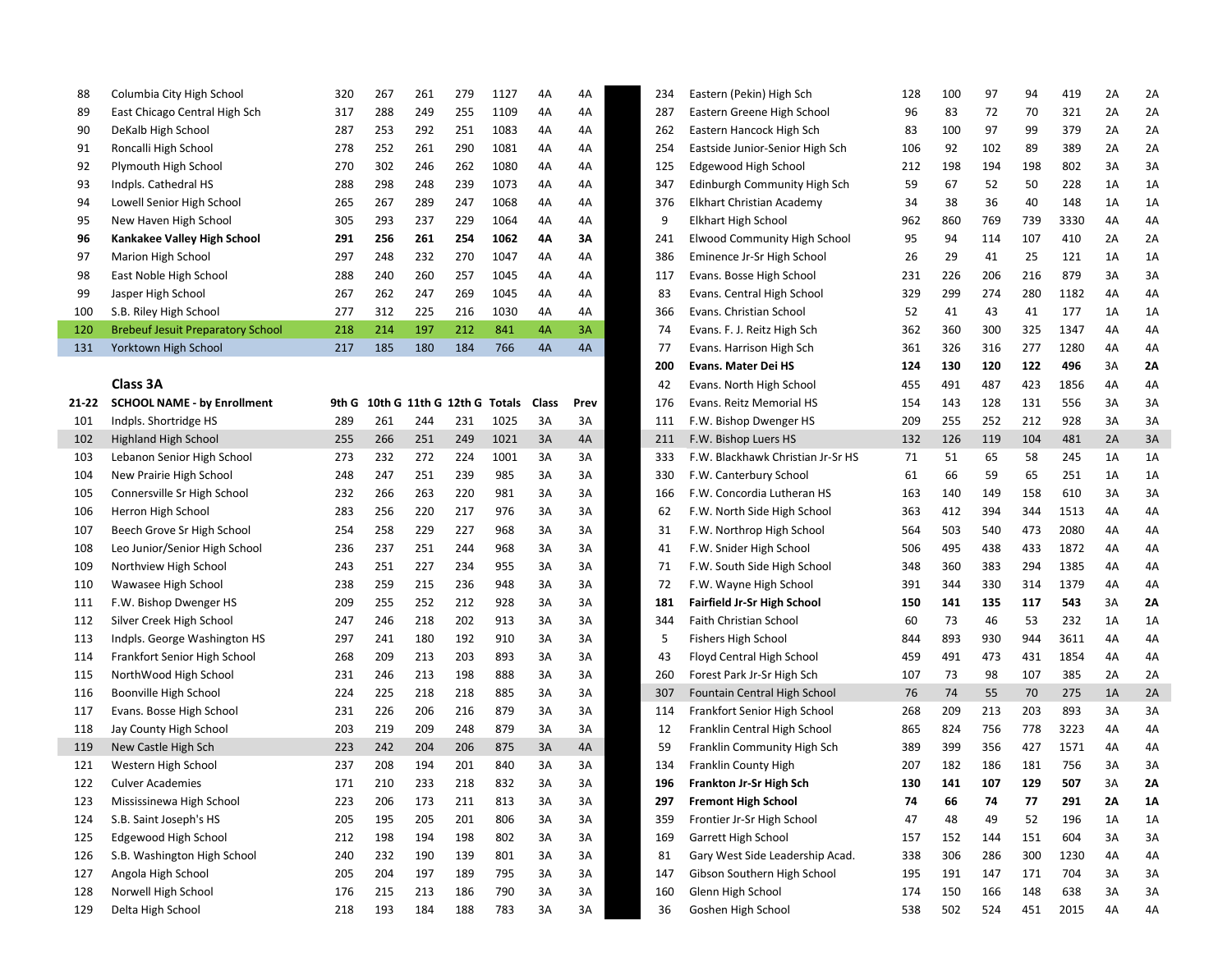| | | | | | | | | |
|---|---|---|---|---|---|---|---|---|
| 88 | Columbia City High School | 320 | 267 | 261 | 279 | 1127 | 4A | 4A |
| 89 | East Chicago Central High Sch | 317 | 288 | 249 | 255 | 1109 | 4A | 4A |
| 90 | DeKalb High School | 287 | 253 | 292 | 251 | 1083 | 4A | 4A |
| 91 | Roncalli High School | 278 | 252 | 261 | 290 | 1081 | 4A | 4A |
| 92 | Plymouth High School | 270 | 302 | 246 | 262 | 1080 | 4A | 4A |
| 93 | Indpls. Cathedral HS | 288 | 298 | 248 | 239 | 1073 | 4A | 4A |
| 94 | Lowell Senior High School | 265 | 267 | 289 | 247 | 1068 | 4A | 4A |
| 95 | New Haven High School | 305 | 293 | 237 | 229 | 1064 | 4A | 4A |
| **96** | **Kankakee Valley High School** | **291** | **256** | **261** | **254** | **1062** | **4A** | **3A** |
| 97 | Marion High School | 297 | 248 | 232 | 270 | 1047 | 4A | 4A |
| 98 | East Noble High School | 288 | 240 | 260 | 257 | 1045 | 4A | 4A |
| 99 | Jasper High School | 267 | 262 | 247 | 269 | 1045 | 4A | 4A |
| 100 | S.B. Riley High School | 277 | 312 | 225 | 216 | 1030 | 4A | 4A |
| 120 | Brebeuf Jesuit Preparatory School | 218 | 214 | 197 | 212 | 841 | 4A | 3A |
| 131 | Yorktown High School | 217 | 185 | 180 | 184 | 766 | 4A | 4A |

**Class 3A**

| 21-22 | SCHOOL NAME - by Enrollment | 9th G | 10th G | 11th G | 12th G | Totals | Class | Prev |
|---|---|---|---|---|---|---|---|---|
| 101 | Indpls. Shortridge HS | 289 | 261 | 244 | 231 | 1025 | 3A | 3A |
| 102 | Highland High School | 255 | 266 | 251 | 249 | 1021 | 3A | 4A |
| 103 | Lebanon Senior High School | 273 | 232 | 272 | 224 | 1001 | 3A | 3A |
| 104 | New Prairie High School | 248 | 247 | 251 | 239 | 985 | 3A | 3A |
| 105 | Connersville Sr High School | 232 | 266 | 263 | 220 | 981 | 3A | 3A |
| 106 | Herron High School | 283 | 256 | 220 | 217 | 976 | 3A | 3A |
| 107 | Beech Grove Sr High School | 254 | 258 | 229 | 227 | 968 | 3A | 3A |
| 108 | Leo Junior/Senior High School | 236 | 237 | 251 | 244 | 968 | 3A | 3A |
| 109 | Northview High School | 243 | 251 | 227 | 234 | 955 | 3A | 3A |
| 110 | Wawasee High School | 238 | 259 | 215 | 236 | 948 | 3A | 3A |
| 111 | F.W. Bishop Dwenger HS | 209 | 255 | 252 | 212 | 928 | 3A | 3A |
| 112 | Silver Creek High School | 247 | 246 | 218 | 202 | 913 | 3A | 3A |
| 113 | Indpls. George Washington HS | 297 | 241 | 180 | 192 | 910 | 3A | 3A |
| 114 | Frankfort Senior High School | 268 | 209 | 213 | 203 | 893 | 3A | 3A |
| 115 | NorthWood High School | 231 | 246 | 213 | 198 | 888 | 3A | 3A |
| 116 | Boonville High School | 224 | 225 | 218 | 218 | 885 | 3A | 3A |
| 117 | Evans. Bosse High School | 231 | 226 | 206 | 216 | 879 | 3A | 3A |
| 118 | Jay County High School | 203 | 219 | 209 | 248 | 879 | 3A | 3A |
| 119 | New Castle High Sch | 223 | 242 | 204 | 206 | 875 | 3A | 4A |
| 121 | Western High School | 237 | 208 | 194 | 201 | 840 | 3A | 3A |
| 122 | Culver Academies | 171 | 210 | 233 | 218 | 832 | 3A | 3A |
| 123 | Mississinewa High School | 223 | 206 | 173 | 211 | 813 | 3A | 3A |
| 124 | S.B. Saint Joseph's HS | 205 | 195 | 205 | 201 | 806 | 3A | 3A |
| 125 | Edgewood High School | 212 | 198 | 194 | 198 | 802 | 3A | 3A |
| 126 | S.B. Washington High School | 240 | 232 | 190 | 139 | 801 | 3A | 3A |
| 127 | Angola High School | 205 | 204 | 197 | 189 | 795 | 3A | 3A |
| 128 | Norwell High School | 176 | 215 | 213 | 186 | 790 | 3A | 3A |
| 129 | Delta High School | 218 | 193 | 184 | 188 | 783 | 3A | 3A |

| | | | | | | | | |
|---|---|---|---|---|---|---|---|---|
| 234 | Eastern (Pekin) High Sch | 128 | 100 | 97 | 94 | 419 | 2A | 2A |
| 287 | Eastern Greene High School | 96 | 83 | 72 | 70 | 321 | 2A | 2A |
| 262 | Eastern Hancock High Sch | 83 | 100 | 97 | 99 | 379 | 2A | 2A |
| 254 | Eastside Junior-Senior High Sch | 106 | 92 | 102 | 89 | 389 | 2A | 2A |
| 125 | Edgewood High School | 212 | 198 | 194 | 198 | 802 | 3A | 3A |
| 347 | Edinburgh Community High Sch | 59 | 67 | 52 | 50 | 228 | 1A | 1A |
| 376 | Elkhart Christian Academy | 34 | 38 | 36 | 40 | 148 | 1A | 1A |
| 9 | Elkhart High School | 962 | 860 | 769 | 739 | 3330 | 4A | 4A |
| 241 | Elwood Community High School | 95 | 94 | 114 | 107 | 410 | 2A | 2A |
| 386 | Eminence Jr-Sr High School | 26 | 29 | 41 | 25 | 121 | 1A | 1A |
| 117 | Evans. Bosse High School | 231 | 226 | 206 | 216 | 879 | 3A | 3A |
| 83 | Evans. Central High School | 329 | 299 | 274 | 280 | 1182 | 4A | 4A |
| 366 | Evans. Christian School | 52 | 41 | 43 | 41 | 177 | 1A | 1A |
| 74 | Evans. F. J. Reitz High Sch | 362 | 360 | 300 | 325 | 1347 | 4A | 4A |
| 77 | Evans. Harrison High Sch | 361 | 326 | 316 | 277 | 1280 | 4A | 4A |
| **200** | **Evans. Mater Dei HS** | **124** | **130** | **120** | **122** | **496** | 3A | **2A** |
| 42 | Evans. North High School | 455 | 491 | 487 | 423 | 1856 | 4A | 4A |
| 176 | Evans. Reitz Memorial HS | 154 | 143 | 128 | 131 | 556 | 3A | 3A |
| 111 | F.W. Bishop Dwenger HS | 209 | 255 | 252 | 212 | 928 | 3A | 3A |
| 211 | F.W. Bishop Luers HS | 132 | 126 | 119 | 104 | 481 | 2A | 3A |
| 333 | F.W. Blackhawk Christian Jr-Sr HS | 71 | 51 | 65 | 58 | 245 | 1A | 1A |
| 330 | F.W. Canterbury School | 61 | 66 | 59 | 65 | 251 | 1A | 1A |
| 166 | F.W. Concordia Lutheran HS | 163 | 140 | 149 | 158 | 610 | 3A | 3A |
| 62 | F.W. North Side High School | 363 | 412 | 394 | 344 | 1513 | 4A | 4A |
| 31 | F.W. Northrop High School | 564 | 503 | 540 | 473 | 2080 | 4A | 4A |
| 41 | F.W. Snider High School | 506 | 495 | 438 | 433 | 1872 | 4A | 4A |
| 71 | F.W. South Side High School | 348 | 360 | 383 | 294 | 1385 | 4A | 4A |
| 72 | F.W. Wayne High School | 391 | 344 | 330 | 314 | 1379 | 4A | 4A |
| **181** | **Fairfield Jr-Sr High School** | **150** | **141** | **135** | **117** | **543** | 3A | **2A** |
| 344 | Faith Christian School | 60 | 73 | 46 | 53 | 232 | 1A | 1A |
| 5 | Fishers High School | 844 | 893 | 930 | 944 | 3611 | 4A | 4A |
| 43 | Floyd Central High School | 459 | 491 | 473 | 431 | 1854 | 4A | 4A |
| 260 | Forest Park Jr-Sr High Sch | 107 | 73 | 98 | 107 | 385 | 2A | 2A |
| 307 | Fountain Central High School | 76 | 74 | 55 | 70 | 275 | 1A | 2A |
| 114 | Frankfort Senior High School | 268 | 209 | 213 | 203 | 893 | 3A | 3A |
| 12 | Franklin Central High School | 865 | 824 | 756 | 778 | 3223 | 4A | 4A |
| 59 | Franklin Community High Sch | 389 | 399 | 356 | 427 | 1571 | 4A | 4A |
| 134 | Franklin County High | 207 | 182 | 186 | 181 | 756 | 3A | 3A |
| **196** | **Frankton Jr-Sr High Sch** | **130** | **141** | **107** | **129** | **507** | 3A | **2A** |
| **297** | **Fremont High School** | **74** | **66** | **74** | **77** | **291** | **2A** | **1A** |
| 359 | Frontier Jr-Sr High School | 47 | 48 | 49 | 52 | 196 | 1A | 1A |
| 169 | Garrett High School | 157 | 152 | 144 | 151 | 604 | 3A | 3A |
| 81 | Gary West Side Leadership Acad. | 338 | 306 | 286 | 300 | 1230 | 4A | 4A |
| 147 | Gibson Southern High School | 195 | 191 | 147 | 171 | 704 | 3A | 3A |
| 160 | Glenn High School | 174 | 150 | 166 | 148 | 638 | 3A | 3A |
| 36 | Goshen High School | 538 | 502 | 524 | 451 | 2015 | 4A | 4A |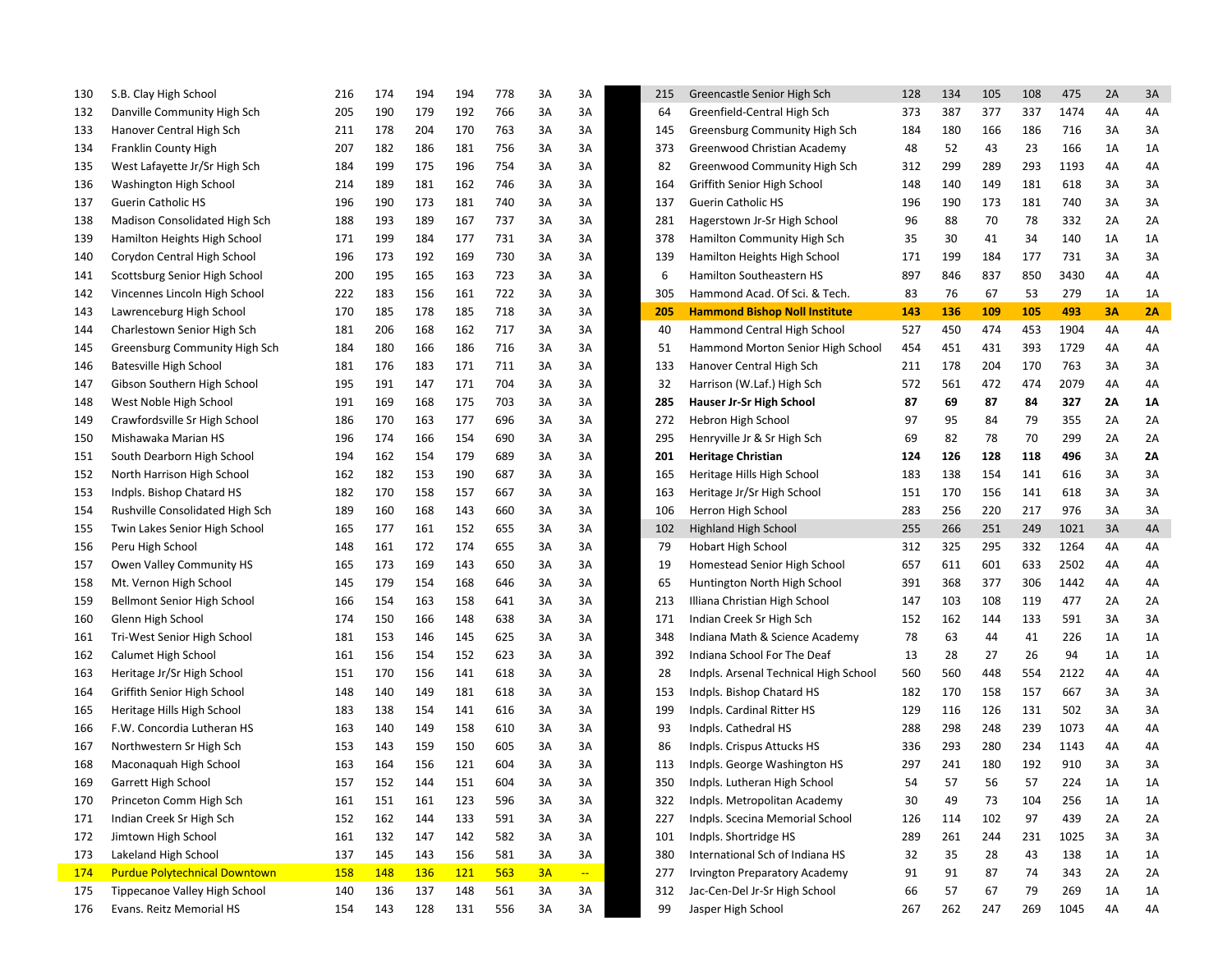| | | | | | | | | | | | | | | | | | |
|---|---|---|---|---|---|---|---|---|---|---|---|---|---|---|---|---|---|
| 130 | S.B. Clay High School | 216 | 174 | 194 | 194 | 778 | 3A | 3A | 215 | Greencastle Senior High Sch | 128 | 134 | 105 | 108 | 475 | 2A | 3A |
| 132 | Danville Community High Sch | 205 | 190 | 179 | 192 | 766 | 3A | 3A | 64 | Greenfield-Central High Sch | 373 | 387 | 377 | 337 | 1474 | 4A | 4A |
| 133 | Hanover Central High Sch | 211 | 178 | 204 | 170 | 763 | 3A | 3A | 145 | Greensburg Community High Sch | 184 | 180 | 166 | 186 | 716 | 3A | 3A |
| 134 | Franklin County High | 207 | 182 | 186 | 181 | 756 | 3A | 3A | 373 | Greenwood Christian Academy | 48 | 52 | 43 | 23 | 166 | 1A | 1A |
| 135 | West Lafayette Jr/Sr High Sch | 184 | 199 | 175 | 196 | 754 | 3A | 3A | 82 | Greenwood Community High Sch | 312 | 299 | 289 | 293 | 1193 | 4A | 4A |
| 136 | Washington High School | 214 | 189 | 181 | 162 | 746 | 3A | 3A | 164 | Griffith Senior High School | 148 | 140 | 149 | 181 | 618 | 3A | 3A |
| 137 | Guerin Catholic HS | 196 | 190 | 173 | 181 | 740 | 3A | 3A | 137 | Guerin Catholic HS | 196 | 190 | 173 | 181 | 740 | 3A | 3A |
| 138 | Madison Consolidated High Sch | 188 | 193 | 189 | 167 | 737 | 3A | 3A | 281 | Hagerstown Jr-Sr High School | 96 | 88 | 70 | 78 | 332 | 2A | 2A |
| 139 | Hamilton Heights High School | 171 | 199 | 184 | 177 | 731 | 3A | 3A | 378 | Hamilton Community High Sch | 35 | 30 | 41 | 34 | 140 | 1A | 1A |
| 140 | Corydon Central High School | 196 | 173 | 192 | 169 | 730 | 3A | 3A | 139 | Hamilton Heights High School | 171 | 199 | 184 | 177 | 731 | 3A | 3A |
| 141 | Scottsburg Senior High School | 200 | 195 | 165 | 163 | 723 | 3A | 3A | 6 | Hamilton Southeastern HS | 897 | 846 | 837 | 850 | 3430 | 4A | 4A |
| 142 | Vincennes Lincoln High School | 222 | 183 | 156 | 161 | 722 | 3A | 3A | 305 | Hammond Acad. Of Sci. & Tech. | 83 | 76 | 67 | 53 | 279 | 1A | 1A |
| 143 | Lawrenceburg High School | 170 | 185 | 178 | 185 | 718 | 3A | 3A | **205** | **Hammond Bishop Noll Institute** | **143** | **136** | **109** | **105** | **493** | **3A** | **2A** |
| 144 | Charlestown Senior High Sch | 181 | 206 | 168 | 162 | 717 | 3A | 3A | 40 | Hammond Central High School | 527 | 450 | 474 | 453 | 1904 | 4A | 4A |
| 145 | Greensburg Community High Sch | 184 | 180 | 166 | 186 | 716 | 3A | 3A | 51 | Hammond Morton Senior High School | 454 | 451 | 431 | 393 | 1729 | 4A | 4A |
| 146 | Batesville High School | 181 | 176 | 183 | 171 | 711 | 3A | 3A | 133 | Hanover Central High Sch | 211 | 178 | 204 | 170 | 763 | 3A | 3A |
| 147 | Gibson Southern High School | 195 | 191 | 147 | 171 | 704 | 3A | 3A | 32 | Harrison (W.Laf.) High Sch | 572 | 561 | 472 | 474 | 2079 | 4A | 4A |
| 148 | West Noble High School | 191 | 169 | 168 | 175 | 703 | 3A | 3A | **285** | **Hauser Jr-Sr High School** | **87** | **69** | **87** | **84** | **327** | **2A** | **1A** |
| 149 | Crawfordsville Sr High School | 186 | 170 | 163 | 177 | 696 | 3A | 3A | 272 | Hebron High School | 97 | 95 | 84 | 79 | 355 | 2A | 2A |
| 150 | Mishawaka Marian HS | 196 | 174 | 166 | 154 | 690 | 3A | 3A | 295 | Henryville Jr & Sr High Sch | 69 | 82 | 78 | 70 | 299 | 2A | 2A |
| 151 | South Dearborn High School | 194 | 162 | 154 | 179 | 689 | 3A | 3A | **201** | **Heritage Christian** | **124** | **126** | **128** | **118** | **496** | 3A | **2A** |
| 152 | North Harrison High School | 162 | 182 | 153 | 190 | 687 | 3A | 3A | 165 | Heritage Hills High School | 183 | 138 | 154 | 141 | 616 | 3A | 3A |
| 153 | Indpls. Bishop Chatard HS | 182 | 170 | 158 | 157 | 667 | 3A | 3A | 163 | Heritage Jr/Sr High School | 151 | 170 | 156 | 141 | 618 | 3A | 3A |
| 154 | Rushville Consolidated High Sch | 189 | 160 | 168 | 143 | 660 | 3A | 3A | 106 | Herron High School | 283 | 256 | 220 | 217 | 976 | 3A | 3A |
| 155 | Twin Lakes Senior High School | 165 | 177 | 161 | 152 | 655 | 3A | 3A | 102 | Highland High School | 255 | 266 | 251 | 249 | 1021 | 3A | 4A |
| 156 | Peru High School | 148 | 161 | 172 | 174 | 655 | 3A | 3A | 79 | Hobart High School | 312 | 325 | 295 | 332 | 1264 | 4A | 4A |
| 157 | Owen Valley Community HS | 165 | 173 | 169 | 143 | 650 | 3A | 3A | 19 | Homestead Senior High School | 657 | 611 | 601 | 633 | 2502 | 4A | 4A |
| 158 | Mt. Vernon High School | 145 | 179 | 154 | 168 | 646 | 3A | 3A | 65 | Huntington North High School | 391 | 368 | 377 | 306 | 1442 | 4A | 4A |
| 159 | Bellmont Senior High School | 166 | 154 | 163 | 158 | 641 | 3A | 3A | 213 | Illiana Christian High School | 147 | 103 | 108 | 119 | 477 | 2A | 2A |
| 160 | Glenn High School | 174 | 150 | 166 | 148 | 638 | 3A | 3A | 171 | Indian Creek Sr High Sch | 152 | 162 | 144 | 133 | 591 | 3A | 3A |
| 161 | Tri-West Senior High School | 181 | 153 | 146 | 145 | 625 | 3A | 3A | 348 | Indiana Math & Science Academy | 78 | 63 | 44 | 41 | 226 | 1A | 1A |
| 162 | Calumet High School | 161 | 156 | 154 | 152 | 623 | 3A | 3A | 392 | Indiana School For The Deaf | 13 | 28 | 27 | 26 | 94 | 1A | 1A |
| 163 | Heritage Jr/Sr High School | 151 | 170 | 156 | 141 | 618 | 3A | 3A | 28 | Indpls. Arsenal Technical High School | 560 | 560 | 448 | 554 | 2122 | 4A | 4A |
| 164 | Griffith Senior High School | 148 | 140 | 149 | 181 | 618 | 3A | 3A | 153 | Indpls. Bishop Chatard HS | 182 | 170 | 158 | 157 | 667 | 3A | 3A |
| 165 | Heritage Hills High School | 183 | 138 | 154 | 141 | 616 | 3A | 3A | 199 | Indpls. Cardinal Ritter HS | 129 | 116 | 126 | 131 | 502 | 3A | 3A |
| 166 | F.W. Concordia Lutheran HS | 163 | 140 | 149 | 158 | 610 | 3A | 3A | 93 | Indpls. Cathedral HS | 288 | 298 | 248 | 239 | 1073 | 4A | 4A |
| 167 | Northwestern Sr High Sch | 153 | 143 | 159 | 150 | 605 | 3A | 3A | 86 | Indpls. Crispus Attucks HS | 336 | 293 | 280 | 234 | 1143 | 4A | 4A |
| 168 | Maconaquah High School | 163 | 164 | 156 | 121 | 604 | 3A | 3A | 113 | Indpls. George Washington HS | 297 | 241 | 180 | 192 | 910 | 3A | 3A |
| 169 | Garrett High School | 157 | 152 | 144 | 151 | 604 | 3A | 3A | 350 | Indpls. Lutheran High School | 54 | 57 | 56 | 57 | 224 | 1A | 1A |
| 170 | Princeton Comm High Sch | 161 | 151 | 161 | 123 | 596 | 3A | 3A | 322 | Indpls. Metropolitan Academy | 30 | 49 | 73 | 104 | 256 | 1A | 1A |
| 171 | Indian Creek Sr High Sch | 152 | 162 | 144 | 133 | 591 | 3A | 3A | 227 | Indpls. Scecina Memorial School | 126 | 114 | 102 | 97 | 439 | 2A | 2A |
| 172 | Jimtown High School | 161 | 132 | 147 | 142 | 582 | 3A | 3A | 101 | Indpls. Shortridge HS | 289 | 261 | 244 | 231 | 1025 | 3A | 3A |
| 173 | Lakeland High School | 137 | 145 | 143 | 156 | 581 | 3A | 3A | 380 | International Sch of Indiana HS | 32 | 35 | 28 | 43 | 138 | 1A | 1A |
| 174 | Purdue Polytechnical Downtown | 158 | 148 | 136 | 121 | 563 | 3A | -- | 277 | Irvington Preparatory Academy | 91 | 91 | 87 | 74 | 343 | 2A | 2A |
| 175 | Tippecanoe Valley High School | 140 | 136 | 137 | 148 | 561 | 3A | 3A | 312 | Jac-Cen-Del Jr-Sr High School | 66 | 57 | 67 | 79 | 269 | 1A | 1A |
| 176 | Evans. Reitz Memorial HS | 154 | 143 | 128 | 131 | 556 | 3A | 3A | 99 | Jasper High School | 267 | 262 | 247 | 269 | 1045 | 4A | 4A |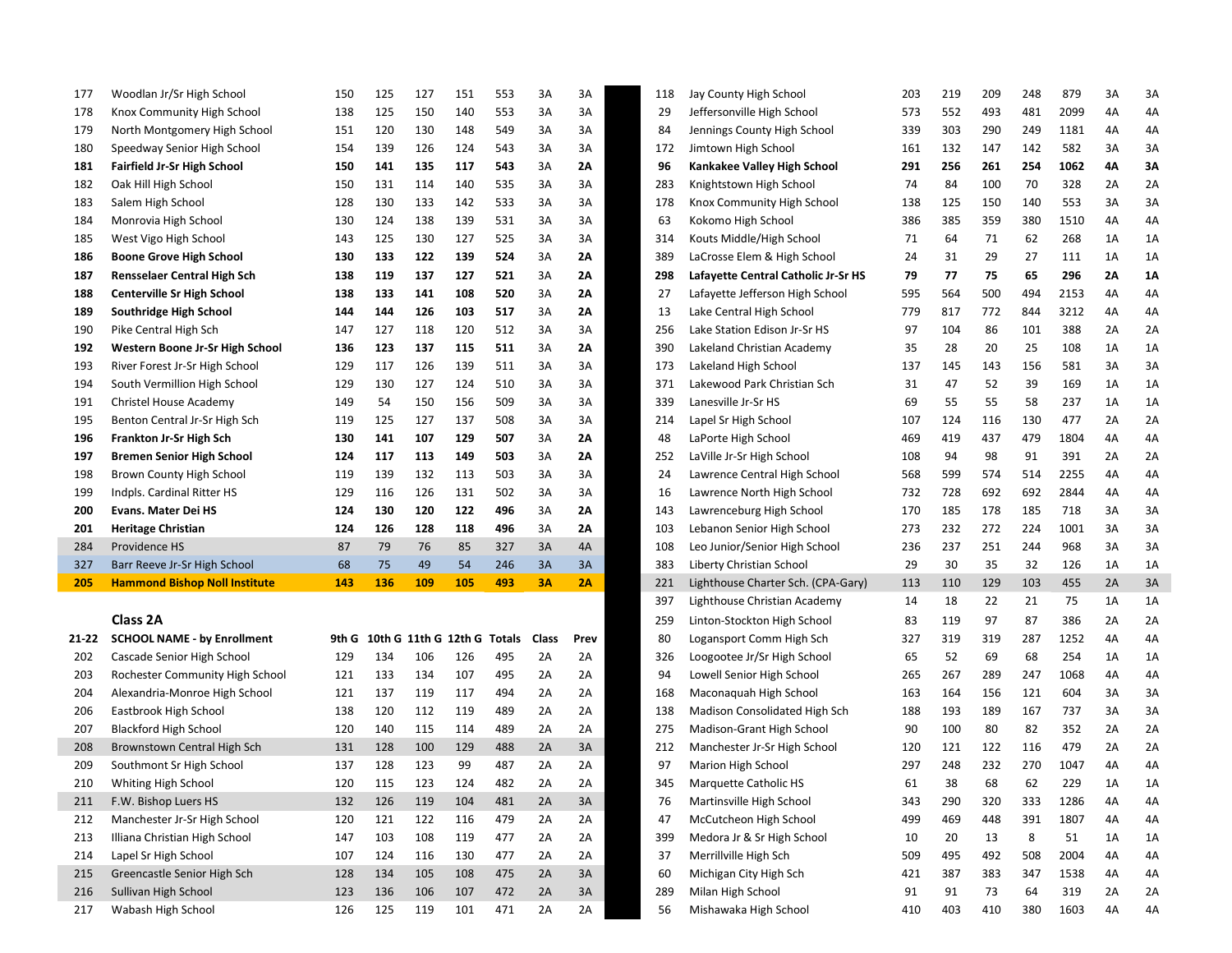| | | | | | | | | |
|---|---|---|---|---|---|---|---|---|
| 177 | Woodlan Jr/Sr High School | 150 | 125 | 127 | 151 | 553 | 3A | 3A |
| 178 | Knox Community High School | 138 | 125 | 150 | 140 | 553 | 3A | 3A |
| 179 | North Montgomery High School | 151 | 120 | 130 | 148 | 549 | 3A | 3A |
| 180 | Speedway Senior High School | 154 | 139 | 126 | 124 | 543 | 3A | 3A |
| **181** | **Fairfield Jr-Sr High School** | **150** | **141** | **135** | **117** | **543** | **3A** | **2A** |
| 182 | Oak Hill High School | 150 | 131 | 114 | 140 | 535 | 3A | 3A |
| 183 | Salem High School | 128 | 130 | 133 | 142 | 533 | 3A | 3A |
| 184 | Monrovia High School | 130 | 124 | 138 | 139 | 531 | 3A | 3A |
| 185 | West Vigo High School | 143 | 125 | 130 | 127 | 525 | 3A | 3A |
| **186** | **Boone Grove High School** | **130** | **133** | **122** | **139** | **524** | **3A** | **2A** |
| **187** | **Rensselaer Central High Sch** | **138** | **119** | **137** | **127** | **521** | **3A** | **2A** |
| **188** | **Centerville Sr High School** | **138** | **133** | **141** | **108** | **520** | **3A** | **2A** |
| **189** | **Southridge High School** | **144** | **144** | **126** | **103** | **517** | **3A** | **2A** |
| 190 | Pike Central High Sch | 147 | 127 | 118 | 120 | 512 | 3A | 3A |
| **192** | **Western Boone Jr-Sr High School** | **136** | **123** | **137** | **115** | **511** | **3A** | **2A** |
| 193 | River Forest Jr-Sr High School | 129 | 117 | 126 | 139 | 511 | 3A | 3A |
| 194 | South Vermillion High School | 129 | 130 | 127 | 124 | 510 | 3A | 3A |
| 191 | Christel House Academy | 149 | 54 | 150 | 156 | 509 | 3A | 3A |
| 195 | Benton Central Jr-Sr High Sch | 119 | 125 | 127 | 137 | 508 | 3A | 3A |
| **196** | **Frankton Jr-Sr High Sch** | **130** | **141** | **107** | **129** | **507** | **3A** | **2A** |
| **197** | **Bremen Senior High School** | **124** | **117** | **113** | **149** | **503** | **3A** | **2A** |
| 198 | Brown County High School | 119 | 139 | 132 | 113 | 503 | 3A | 3A |
| 199 | Indpls. Cardinal Ritter HS | 129 | 116 | 126 | 131 | 502 | 3A | 3A |
| **200** | **Evans. Mater Dei HS** | **124** | **130** | **120** | **122** | **496** | **3A** | **2A** |
| **201** | **Heritage Christian** | **124** | **126** | **128** | **118** | **496** | **3A** | **2A** |
| 284 | Providence HS | 87 | 79 | 76 | 85 | 327 | 3A | 4A |
| 327 | Barr Reeve Jr-Sr High School | 68 | 75 | 49 | 54 | 246 | 3A | 3A |
| **205** | **Hammond Bishop Noll Institute** | **143** | **136** | **109** | **105** | **493** | **3A** | **2A** |

### Class 2A

| 21-22 | SCHOOL NAME - by Enrollment | 9th G | 10th G | 11th G | 12th G | Totals | Class | Prev |
|---|---|---|---|---|---|---|---|---|
| 202 | Cascade Senior High School | 129 | 134 | 106 | 126 | 495 | 2A | 2A |
| 203 | Rochester Community High School | 121 | 133 | 134 | 107 | 495 | 2A | 2A |
| 204 | Alexandria-Monroe High School | 121 | 137 | 119 | 117 | 494 | 2A | 2A |
| 206 | Eastbrook High School | 138 | 120 | 112 | 119 | 489 | 2A | 2A |
| 207 | Blackford High School | 120 | 140 | 115 | 114 | 489 | 2A | 2A |
| 208 | Brownstown Central High Sch | 131 | 128 | 100 | 129 | 488 | 2A | 3A |
| 209 | Southmont Sr High School | 137 | 128 | 123 | 99 | 487 | 2A | 2A |
| 210 | Whiting High School | 120 | 115 | 123 | 124 | 482 | 2A | 2A |
| 211 | F.W. Bishop Luers HS | 132 | 126 | 119 | 104 | 481 | 2A | 3A |
| 212 | Manchester Jr-Sr High School | 120 | 121 | 122 | 116 | 479 | 2A | 2A |
| 213 | Illiana Christian High School | 147 | 103 | 108 | 119 | 477 | 2A | 2A |
| 214 | Lapel Sr High School | 107 | 124 | 116 | 130 | 477 | 2A | 2A |
| 215 | Greencastle Senior High Sch | 128 | 134 | 105 | 108 | 475 | 2A | 3A |
| 216 | Sullivan High School | 123 | 136 | 106 | 107 | 472 | 2A | 3A |
| 217 | Wabash High School | 126 | 125 | 119 | 101 | 471 | 2A | 2A |

| | | | | | | | | |
|---|---|---|---|---|---|---|---|---|
| 118 | Jay County High School | 203 | 219 | 209 | 248 | 879 | 3A | 3A |
| 29 | Jeffersonville High School | 573 | 552 | 493 | 481 | 2099 | 4A | 4A |
| 84 | Jennings County High School | 339 | 303 | 290 | 249 | 1181 | 4A | 4A |
| 172 | Jimtown High School | 161 | 132 | 147 | 142 | 582 | 3A | 3A |
| **96** | **Kankakee Valley High School** | **291** | **256** | **261** | **254** | **1062** | **4A** | **3A** |
| 283 | Knightstown High School | 74 | 84 | 100 | 70 | 328 | 2A | 2A |
| 178 | Knox Community High School | 138 | 125 | 150 | 140 | 553 | 3A | 3A |
| 63 | Kokomo High School | 386 | 385 | 359 | 380 | 1510 | 4A | 4A |
| 314 | Kouts Middle/High School | 71 | 64 | 71 | 62 | 268 | 1A | 1A |
| 389 | LaCrosse Elem & High School | 24 | 31 | 29 | 27 | 111 | 1A | 1A |
| **298** | **Lafayette Central Catholic Jr-Sr HS** | **79** | **77** | **75** | **65** | **296** | **2A** | **1A** |
| 27 | Lafayette Jefferson High School | 595 | 564 | 500 | 494 | 2153 | 4A | 4A |
| 13 | Lake Central High School | 779 | 817 | 772 | 844 | 3212 | 4A | 4A |
| 256 | Lake Station Edison Jr-Sr HS | 97 | 104 | 86 | 101 | 388 | 2A | 2A |
| 390 | Lakeland Christian Academy | 35 | 28 | 20 | 25 | 108 | 1A | 1A |
| 173 | Lakeland High School | 137 | 145 | 143 | 156 | 581 | 3A | 3A |
| 371 | Lakewood Park Christian Sch | 31 | 47 | 52 | 39 | 169 | 1A | 1A |
| 339 | Lanesville Jr-Sr HS | 69 | 55 | 55 | 58 | 237 | 1A | 1A |
| 214 | Lapel Sr High School | 107 | 124 | 116 | 130 | 477 | 2A | 2A |
| 48 | LaPorte High School | 469 | 419 | 437 | 479 | 1804 | 4A | 4A |
| 252 | LaVille Jr-Sr High School | 108 | 94 | 98 | 91 | 391 | 2A | 2A |
| 24 | Lawrence Central High School | 568 | 599 | 574 | 514 | 2255 | 4A | 4A |
| 16 | Lawrence North High School | 732 | 728 | 692 | 692 | 2844 | 4A | 4A |
| 143 | Lawrenceburg High School | 170 | 185 | 178 | 185 | 718 | 3A | 3A |
| 103 | Lebanon Senior High School | 273 | 232 | 272 | 224 | 1001 | 3A | 3A |
| 108 | Leo Junior/Senior High School | 236 | 237 | 251 | 244 | 968 | 3A | 3A |
| 383 | Liberty Christian School | 29 | 30 | 35 | 32 | 126 | 1A | 1A |
| 221 | Lighthouse Charter Sch. (CPA-Gary) | 113 | 110 | 129 | 103 | 455 | 2A | 3A |
| 397 | Lighthouse Christian Academy | 14 | 18 | 22 | 21 | 75 | 1A | 1A |
| 259 | Linton-Stockton High School | 83 | 119 | 97 | 87 | 386 | 2A | 2A |
| 80 | Logansport Comm High Sch | 327 | 319 | 319 | 287 | 1252 | 4A | 4A |
| 326 | Loogootee Jr/Sr High School | 65 | 52 | 69 | 68 | 254 | 1A | 1A |
| 94 | Lowell Senior High School | 265 | 267 | 289 | 247 | 1068 | 4A | 4A |
| 168 | Maconaquah High School | 163 | 164 | 156 | 121 | 604 | 3A | 3A |
| 138 | Madison Consolidated High Sch | 188 | 193 | 189 | 167 | 737 | 3A | 3A |
| 275 | Madison-Grant High School | 90 | 100 | 80 | 82 | 352 | 2A | 2A |
| 212 | Manchester Jr-Sr High School | 120 | 121 | 122 | 116 | 479 | 2A | 2A |
| 97 | Marion High School | 297 | 248 | 232 | 270 | 1047 | 4A | 4A |
| 345 | Marquette Catholic HS | 61 | 38 | 68 | 62 | 229 | 1A | 1A |
| 76 | Martinsville High School | 343 | 290 | 320 | 333 | 1286 | 4A | 4A |
| 47 | McCutcheon High School | 499 | 469 | 448 | 391 | 1807 | 4A | 4A |
| 399 | Medora Jr & Sr High School | 10 | 20 | 13 | 8 | 51 | 1A | 1A |
| 37 | Merrillville High Sch | 509 | 495 | 492 | 508 | 2004 | 4A | 4A |
| 60 | Michigan City High Sch | 421 | 387 | 383 | 347 | 1538 | 4A | 4A |
| 289 | Milan High School | 91 | 91 | 73 | 64 | 319 | 2A | 2A |
| 56 | Mishawaka High School | 410 | 403 | 410 | 380 | 1603 | 4A | 4A |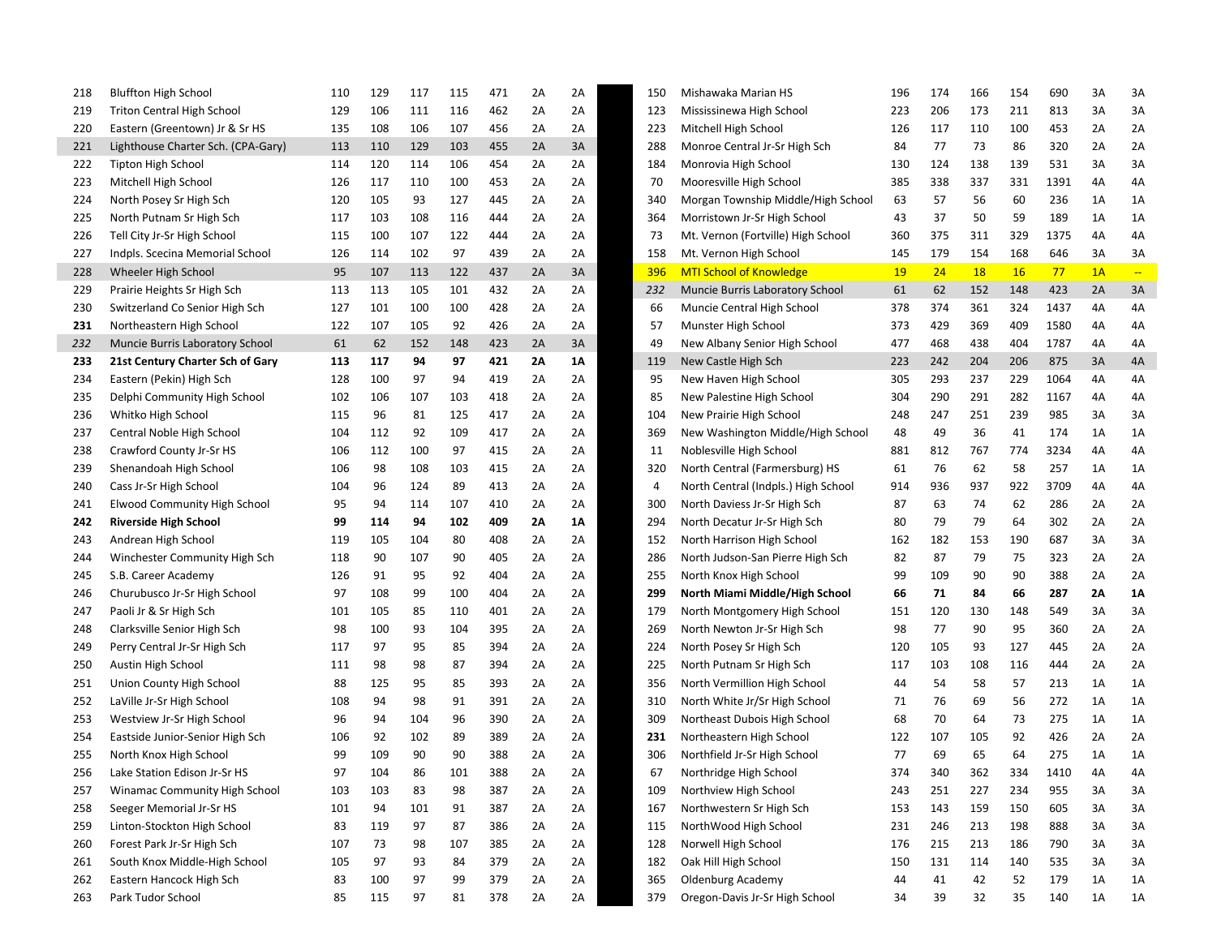| | | | | | | | | |
|---|---|---|---|---|---|---|---|---|
| 218 | Bluffton High School | 110 | 129 | 117 | 115 | 471 | 2A | 2A |
| 219 | Triton Central High School | 129 | 106 | 111 | 116 | 462 | 2A | 2A |
| 220 | Eastern (Greentown) Jr & Sr HS | 135 | 108 | 106 | 107 | 456 | 2A | 2A |
| 221 | Lighthouse Charter Sch. (CPA-Gary) | 113 | 110 | 129 | 103 | 455 | 2A | 3A |
| 222 | Tipton High School | 114 | 120 | 114 | 106 | 454 | 2A | 2A |
| 223 | Mitchell High School | 126 | 117 | 110 | 100 | 453 | 2A | 2A |
| 224 | North Posey Sr High Sch | 120 | 105 | 93 | 127 | 445 | 2A | 2A |
| 225 | North Putnam Sr High Sch | 117 | 103 | 108 | 116 | 444 | 2A | 2A |
| 226 | Tell City Jr-Sr High School | 115 | 100 | 107 | 122 | 444 | 2A | 2A |
| 227 | Indpls. Scecina Memorial School | 126 | 114 | 102 | 97 | 439 | 2A | 2A |
| 228 | Wheeler High School | 95 | 107 | 113 | 122 | 437 | 2A | 3A |
| 229 | Prairie Heights Sr High Sch | 113 | 113 | 105 | 101 | 432 | 2A | 2A |
| 230 | Switzerland Co Senior High Sch | 127 | 101 | 100 | 100 | 428 | 2A | 2A |
| **231** | Northeastern High School | 122 | 107 | 105 | 92 | 426 | 2A | 2A |
| *232* | Muncie Burris Laboratory School | 61 | 62 | 152 | 148 | 423 | 2A | 3A |
| **233** | **21st Century Charter Sch of Gary** | **113** | **117** | **94** | **97** | **421** | **2A** | **1A** |
| 234 | Eastern (Pekin) High Sch | 128 | 100 | 97 | 94 | 419 | 2A | 2A |
| 235 | Delphi Community High School | 102 | 106 | 107 | 103 | 418 | 2A | 2A |
| 236 | Whitko High School | 115 | 96 | 81 | 125 | 417 | 2A | 2A |
| 237 | Central Noble High School | 104 | 112 | 92 | 109 | 417 | 2A | 2A |
| 238 | Crawford County Jr-Sr HS | 106 | 112 | 100 | 97 | 415 | 2A | 2A |
| 239 | Shenandoah High School | 106 | 98 | 108 | 103 | 415 | 2A | 2A |
| 240 | Cass Jr-Sr High School | 104 | 96 | 124 | 89 | 413 | 2A | 2A |
| 241 | Elwood Community High School | 95 | 94 | 114 | 107 | 410 | 2A | 2A |
| **242** | **Riverside High School** | **99** | **114** | **94** | **102** | **409** | **2A** | **1A** |
| 243 | Andrean High School | 119 | 105 | 104 | 80 | 408 | 2A | 2A |
| 244 | Winchester Community High Sch | 118 | 90 | 107 | 90 | 405 | 2A | 2A |
| 245 | S.B. Career Academy | 126 | 91 | 95 | 92 | 404 | 2A | 2A |
| 246 | Churubusco Jr-Sr High School | 97 | 108 | 99 | 100 | 404 | 2A | 2A |
| 247 | Paoli Jr & Sr High Sch | 101 | 105 | 85 | 110 | 401 | 2A | 2A |
| 248 | Clarksville Senior High Sch | 98 | 100 | 93 | 104 | 395 | 2A | 2A |
| 249 | Perry Central Jr-Sr High Sch | 117 | 97 | 95 | 85 | 394 | 2A | 2A |
| 250 | Austin High School | 111 | 98 | 98 | 87 | 394 | 2A | 2A |
| 251 | Union County High School | 88 | 125 | 95 | 85 | 393 | 2A | 2A |
| 252 | LaVille Jr-Sr High School | 108 | 94 | 98 | 91 | 391 | 2A | 2A |
| 253 | Westview Jr-Sr High School | 96 | 94 | 104 | 96 | 390 | 2A | 2A |
| 254 | Eastside Junior-Senior High Sch | 106 | 92 | 102 | 89 | 389 | 2A | 2A |
| 255 | North Knox High School | 99 | 109 | 90 | 90 | 388 | 2A | 2A |
| 256 | Lake Station Edison Jr-Sr HS | 97 | 104 | 86 | 101 | 388 | 2A | 2A |
| 257 | Winamac Community High School | 103 | 103 | 83 | 98 | 387 | 2A | 2A |
| 258 | Seeger Memorial Jr-Sr HS | 101 | 94 | 101 | 91 | 387 | 2A | 2A |
| 259 | Linton-Stockton High School | 83 | 119 | 97 | 87 | 386 | 2A | 2A |
| 260 | Forest Park Jr-Sr High Sch | 107 | 73 | 98 | 107 | 385 | 2A | 2A |
| 261 | South Knox Middle-High School | 105 | 97 | 93 | 84 | 379 | 2A | 2A |
| 262 | Eastern Hancock High Sch | 83 | 100 | 97 | 99 | 379 | 2A | 2A |
| 263 | Park Tudor School | 85 | 115 | 97 | 81 | 378 | 2A | 2A |

| | | | | | | | | |
|---|---|---|---|---|---|---|---|---|
| 150 | Mishawaka Marian HS | 196 | 174 | 166 | 154 | 690 | 3A | 3A |
| 123 | Mississinewa High School | 223 | 206 | 173 | 211 | 813 | 3A | 3A |
| 223 | Mitchell High School | 126 | 117 | 110 | 100 | 453 | 2A | 2A |
| 288 | Monroe Central Jr-Sr High Sch | 84 | 77 | 73 | 86 | 320 | 2A | 2A |
| 184 | Monrovia High School | 130 | 124 | 138 | 139 | 531 | 3A | 3A |
| 70 | Mooresville High School | 385 | 338 | 337 | 331 | 1391 | 4A | 4A |
| 340 | Morgan Township Middle/High School | 63 | 57 | 56 | 60 | 236 | 1A | 1A |
| 364 | Morristown Jr-Sr High School | 43 | 37 | 50 | 59 | 189 | 1A | 1A |
| 73 | Mt. Vernon (Fortville) High School | 360 | 375 | 311 | 329 | 1375 | 4A | 4A |
| 158 | Mt. Vernon High School | 145 | 179 | 154 | 168 | 646 | 3A | 3A |
| 396 | MTI School of Knowledge | 19 | 24 | 18 | 16 | 77 | 1A | -- |
| *232* | Muncie Burris Laboratory School | 61 | 62 | 152 | 148 | 423 | 2A | 3A |
| 66 | Muncie Central High School | 378 | 374 | 361 | 324 | 1437 | 4A | 4A |
| 57 | Munster High School | 373 | 429 | 369 | 409 | 1580 | 4A | 4A |
| 49 | New Albany Senior High School | 477 | 468 | 438 | 404 | 1787 | 4A | 4A |
| 119 | New Castle High Sch | 223 | 242 | 204 | 206 | 875 | 3A | 4A |
| 95 | New Haven High School | 305 | 293 | 237 | 229 | 1064 | 4A | 4A |
| 85 | New Palestine High School | 304 | 290 | 291 | 282 | 1167 | 4A | 4A |
| 104 | New Prairie High School | 248 | 247 | 251 | 239 | 985 | 3A | 3A |
| 369 | New Washington Middle/High School | 48 | 49 | 36 | 41 | 174 | 1A | 1A |
| 11 | Noblesville High School | 881 | 812 | 767 | 774 | 3234 | 4A | 4A |
| 320 | North Central (Farmersburg) HS | 61 | 76 | 62 | 58 | 257 | 1A | 1A |
| 4 | North Central (Indpls.) High School | 914 | 936 | 937 | 922 | 3709 | 4A | 4A |
| 300 | North Daviess Jr-Sr High Sch | 87 | 63 | 74 | 62 | 286 | 2A | 2A |
| 294 | North Decatur Jr-Sr High Sch | 80 | 79 | 79 | 64 | 302 | 2A | 2A |
| 152 | North Harrison High School | 162 | 182 | 153 | 190 | 687 | 3A | 3A |
| 286 | North Judson-San Pierre High Sch | 82 | 87 | 79 | 75 | 323 | 2A | 2A |
| 255 | North Knox High School | 99 | 109 | 90 | 90 | 388 | 2A | 2A |
| **299** | **North Miami Middle/High School** | **66** | **71** | **84** | **66** | **287** | **2A** | **1A** |
| 179 | North Montgomery High School | 151 | 120 | 130 | 148 | 549 | 3A | 3A |
| 269 | North Newton Jr-Sr High Sch | 98 | 77 | 90 | 95 | 360 | 2A | 2A |
| 224 | North Posey Sr High Sch | 120 | 105 | 93 | 127 | 445 | 2A | 2A |
| 225 | North Putnam Sr High Sch | 117 | 103 | 108 | 116 | 444 | 2A | 2A |
| 356 | North Vermillion High School | 44 | 54 | 58 | 57 | 213 | 1A | 1A |
| 310 | North White Jr/Sr High School | 71 | 76 | 69 | 56 | 272 | 1A | 1A |
| 309 | Northeast Dubois High School | 68 | 70 | 64 | 73 | 275 | 1A | 1A |
| **231** | Northeastern High School | 122 | 107 | 105 | 92 | 426 | 2A | 2A |
| 306 | Northfield Jr-Sr High School | 77 | 69 | 65 | 64 | 275 | 1A | 1A |
| 67 | Northridge High School | 374 | 340 | 362 | 334 | 1410 | 4A | 4A |
| 109 | Northview High School | 243 | 251 | 227 | 234 | 955 | 3A | 3A |
| 167 | Northwestern Sr High Sch | 153 | 143 | 159 | 150 | 605 | 3A | 3A |
| 115 | NorthWood High School | 231 | 246 | 213 | 198 | 888 | 3A | 3A |
| 128 | Norwell High School | 176 | 215 | 213 | 186 | 790 | 3A | 3A |
| 182 | Oak Hill High School | 150 | 131 | 114 | 140 | 535 | 3A | 3A |
| 365 | Oldenburg Academy | 44 | 41 | 42 | 52 | 179 | 1A | 1A |
| 379 | Oregon-Davis Jr-Sr High School | 34 | 39 | 32 | 35 | 140 | 1A | 1A |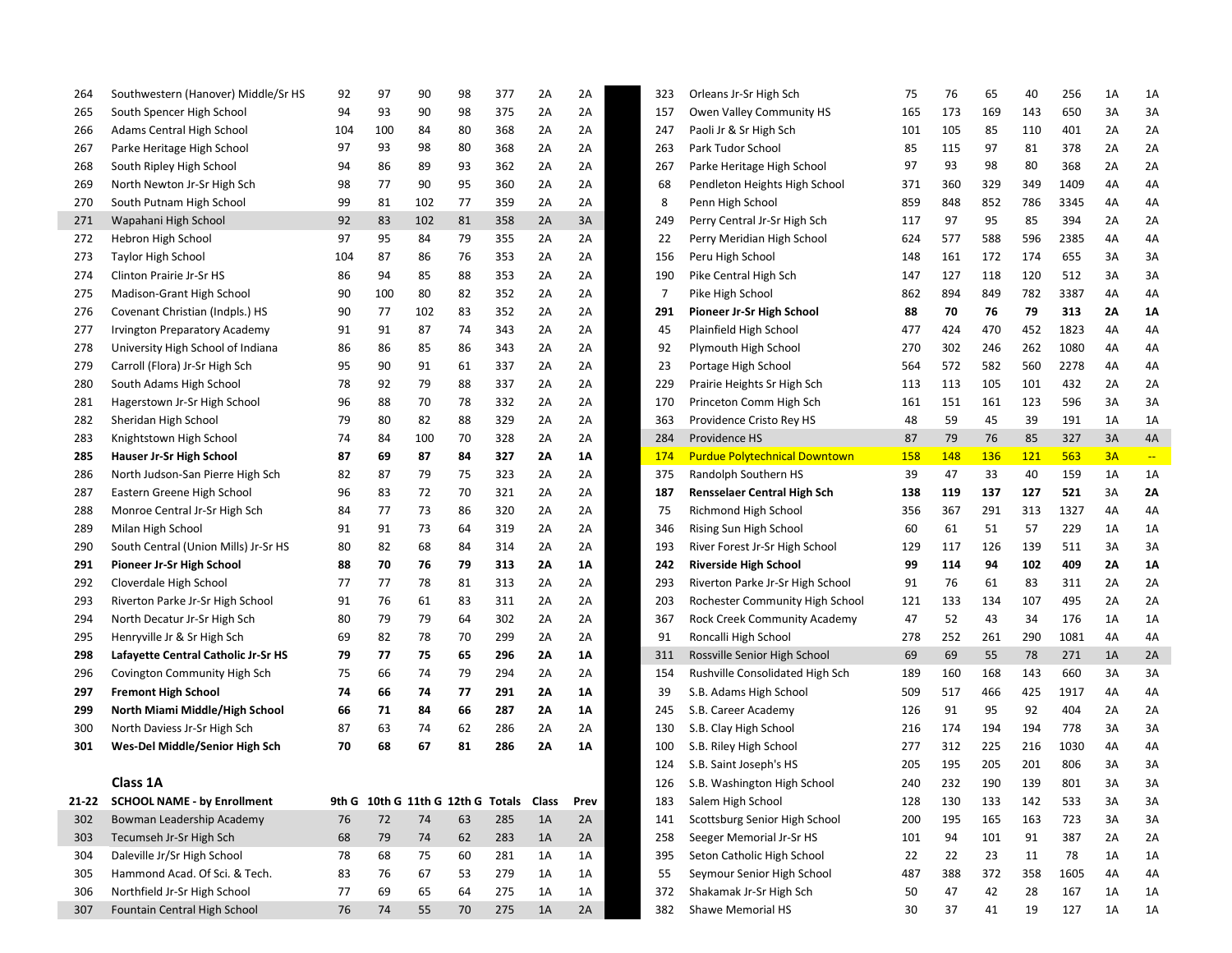| | | | | | | | | |
|---|---|---|---|---|---|---|---|---|
| 264 | Southwestern (Hanover) Middle/Sr HS | 92 | 97 | 90 | 98 | 377 | 2A | 2A |
| 265 | South Spencer High School | 94 | 93 | 90 | 98 | 375 | 2A | 2A |
| 266 | Adams Central High School | 104 | 100 | 84 | 80 | 368 | 2A | 2A |
| 267 | Parke Heritage High School | 97 | 93 | 98 | 80 | 368 | 2A | 2A |
| 268 | South Ripley High School | 94 | 86 | 89 | 93 | 362 | 2A | 2A |
| 269 | North Newton Jr-Sr High Sch | 98 | 77 | 90 | 95 | 360 | 2A | 2A |
| 270 | South Putnam High School | 99 | 81 | 102 | 77 | 359 | 2A | 2A |
| 271 | Wapahani High School | 92 | 83 | 102 | 81 | 358 | 2A | 3A |
| 272 | Hebron High School | 97 | 95 | 84 | 79 | 355 | 2A | 2A |
| 273 | Taylor High School | 104 | 87 | 86 | 76 | 353 | 2A | 2A |
| 274 | Clinton Prairie Jr-Sr HS | 86 | 94 | 85 | 88 | 353 | 2A | 2A |
| 275 | Madison-Grant High School | 90 | 100 | 80 | 82 | 352 | 2A | 2A |
| 276 | Covenant Christian (Indpls.) HS | 90 | 77 | 102 | 83 | 352 | 2A | 2A |
| 277 | Irvington Preparatory Academy | 91 | 91 | 87 | 74 | 343 | 2A | 2A |
| 278 | University High School of Indiana | 86 | 86 | 85 | 86 | 343 | 2A | 2A |
| 279 | Carroll (Flora) Jr-Sr High Sch | 95 | 90 | 91 | 61 | 337 | 2A | 2A |
| 280 | South Adams High School | 78 | 92 | 79 | 88 | 337 | 2A | 2A |
| 281 | Hagerstown Jr-Sr High School | 96 | 88 | 70 | 78 | 332 | 2A | 2A |
| 282 | Sheridan High School | 79 | 80 | 82 | 88 | 329 | 2A | 2A |
| 283 | Knightstown High School | 74 | 84 | 100 | 70 | 328 | 2A | 2A |
| **285** | **Hauser Jr-Sr High School** | **87** | **69** | **87** | **84** | **327** | **2A** | **1A** |
| 286 | North Judson-San Pierre High Sch | 82 | 87 | 79 | 75 | 323 | 2A | 2A |
| 287 | Eastern Greene High School | 96 | 83 | 72 | 70 | 321 | 2A | 2A |
| 288 | Monroe Central Jr-Sr High Sch | 84 | 77 | 73 | 86 | 320 | 2A | 2A |
| 289 | Milan High School | 91 | 91 | 73 | 64 | 319 | 2A | 2A |
| 290 | South Central (Union Mills) Jr-Sr HS | 80 | 82 | 68 | 84 | 314 | 2A | 2A |
| **291** | **Pioneer Jr-Sr High School** | **88** | **70** | **76** | **79** | **313** | **2A** | **1A** |
| 292 | Cloverdale High School | 77 | 77 | 78 | 81 | 313 | 2A | 2A |
| 293 | Riverton Parke Jr-Sr High School | 91 | 76 | 61 | 83 | 311 | 2A | 2A |
| 294 | North Decatur Jr-Sr High Sch | 80 | 79 | 79 | 64 | 302 | 2A | 2A |
| 295 | Henryville Jr & Sr High Sch | 69 | 82 | 78 | 70 | 299 | 2A | 2A |
| **298** | **Lafayette Central Catholic Jr-Sr HS** | **79** | **77** | **75** | **65** | **296** | **2A** | **1A** |
| 296 | Covington Community High Sch | 75 | 66 | 74 | 79 | 294 | 2A | 2A |
| **297** | **Fremont High School** | **74** | **66** | **74** | **77** | **291** | **2A** | **1A** |
| **299** | **North Miami Middle/High School** | **66** | **71** | **84** | **66** | **287** | **2A** | **1A** |
| 300 | North Daviess Jr-Sr High Sch | 87 | 63 | 74 | 62 | 286 | 2A | 2A |
| **301** | **Wes-Del Middle/Senior High Sch** | **70** | **68** | **67** | **81** | **286** | **2A** | **1A** |

**Class 1A**

| 21-22 | SCHOOL NAME - by Enrollment | 9th G | 10th G | 11th G | 12th G | Totals | Class | Prev |
|---|---|---|---|---|---|---|---|---|
| 302 | Bowman Leadership Academy | 76 | 72 | 74 | 63 | 285 | 1A | 2A |
| 303 | Tecumseh Jr-Sr High Sch | 68 | 79 | 74 | 62 | 283 | 1A | 2A |
| 304 | Daleville Jr/Sr High School | 78 | 68 | 75 | 60 | 281 | 1A | 1A |
| 305 | Hammond Acad. Of Sci. & Tech. | 83 | 76 | 67 | 53 | 279 | 1A | 1A |
| 306 | Northfield Jr-Sr High School | 77 | 69 | 65 | 64 | 275 | 1A | 1A |
| 307 | Fountain Central High School | 76 | 74 | 55 | 70 | 275 | 1A | 2A |

| | | | | | | | | |
|---|---|---|---|---|---|---|---|---|
| 323 | Orleans Jr-Sr High Sch | 75 | 76 | 65 | 40 | 256 | 1A | 1A |
| 157 | Owen Valley Community HS | 165 | 173 | 169 | 143 | 650 | 3A | 3A |
| 247 | Paoli Jr & Sr High Sch | 101 | 105 | 85 | 110 | 401 | 2A | 2A |
| 263 | Park Tudor School | 85 | 115 | 97 | 81 | 378 | 2A | 2A |
| 267 | Parke Heritage High School | 97 | 93 | 98 | 80 | 368 | 2A | 2A |
| 68 | Pendleton Heights High School | 371 | 360 | 329 | 349 | 1409 | 4A | 4A |
| 8 | Penn High School | 859 | 848 | 852 | 786 | 3345 | 4A | 4A |
| 249 | Perry Central Jr-Sr High Sch | 117 | 97 | 95 | 85 | 394 | 2A | 2A |
| 22 | Perry Meridian High School | 624 | 577 | 588 | 596 | 2385 | 4A | 4A |
| 156 | Peru High School | 148 | 161 | 172 | 174 | 655 | 3A | 3A |
| 190 | Pike Central High Sch | 147 | 127 | 118 | 120 | 512 | 3A | 3A |
| 7 | Pike High School | 862 | 894 | 849 | 782 | 3387 | 4A | 4A |
| **291** | **Pioneer Jr-Sr High School** | **88** | **70** | **76** | **79** | **313** | **2A** | **1A** |
| 45 | Plainfield High School | 477 | 424 | 470 | 452 | 1823 | 4A | 4A |
| 92 | Plymouth High School | 270 | 302 | 246 | 262 | 1080 | 4A | 4A |
| 23 | Portage High School | 564 | 572 | 582 | 560 | 2278 | 4A | 4A |
| 229 | Prairie Heights Sr High Sch | 113 | 113 | 105 | 101 | 432 | 2A | 2A |
| 170 | Princeton Comm High Sch | 161 | 151 | 161 | 123 | 596 | 3A | 3A |
| 363 | Providence Cristo Rey HS | 48 | 59 | 45 | 39 | 191 | 1A | 1A |
| 284 | Providence HS | 87 | 79 | 76 | 85 | 327 | 3A | 4A |
| 174 | Purdue Polytechnical Downtown | 158 | 148 | 136 | 121 | 563 | 3A | -- |
| 375 | Randolph Southern HS | 39 | 47 | 33 | 40 | 159 | 1A | 1A |
| **187** | **Rensselaer Central High Sch** | **138** | **119** | **137** | **127** | **521** | 3A | **2A** |
| 75 | Richmond High School | 356 | 367 | 291 | 313 | 1327 | 4A | 4A |
| 346 | Rising Sun High School | 60 | 61 | 51 | 57 | 229 | 1A | 1A |
| 193 | River Forest Jr-Sr High School | 129 | 117 | 126 | 139 | 511 | 3A | 3A |
| **242** | **Riverside High School** | **99** | **114** | **94** | **102** | **409** | **2A** | **1A** |
| 293 | Riverton Parke Jr-Sr High School | 91 | 76 | 61 | 83 | 311 | 2A | 2A |
| 203 | Rochester Community High School | 121 | 133 | 134 | 107 | 495 | 2A | 2A |
| 367 | Rock Creek Community Academy | 47 | 52 | 43 | 34 | 176 | 1A | 1A |
| 91 | Roncalli High School | 278 | 252 | 261 | 290 | 1081 | 4A | 4A |
| 311 | Rossville Senior High School | 69 | 69 | 55 | 78 | 271 | 1A | 2A |
| 154 | Rushville Consolidated High Sch | 189 | 160 | 168 | 143 | 660 | 3A | 3A |
| 39 | S.B. Adams High School | 509 | 517 | 466 | 425 | 1917 | 4A | 4A |
| 245 | S.B. Career Academy | 126 | 91 | 95 | 92 | 404 | 2A | 2A |
| 130 | S.B. Clay High School | 216 | 174 | 194 | 194 | 778 | 3A | 3A |
| 100 | S.B. Riley High School | 277 | 312 | 225 | 216 | 1030 | 4A | 4A |
| 124 | S.B. Saint Joseph's HS | 205 | 195 | 205 | 201 | 806 | 3A | 3A |
| 126 | S.B. Washington High School | 240 | 232 | 190 | 139 | 801 | 3A | 3A |
| 183 | Salem High School | 128 | 130 | 133 | 142 | 533 | 3A | 3A |
| 141 | Scottsburg Senior High School | 200 | 195 | 165 | 163 | 723 | 3A | 3A |
| 258 | Seeger Memorial Jr-Sr HS | 101 | 94 | 101 | 91 | 387 | 2A | 2A |
| 395 | Seton Catholic High School | 22 | 22 | 23 | 11 | 78 | 1A | 1A |
| 55 | Seymour Senior High School | 487 | 388 | 372 | 358 | 1605 | 4A | 4A |
| 372 | Shakamak Jr-Sr High Sch | 50 | 47 | 42 | 28 | 167 | 1A | 1A |
| 382 | Shawe Memorial HS | 30 | 37 | 41 | 19 | 127 | 1A | 1A |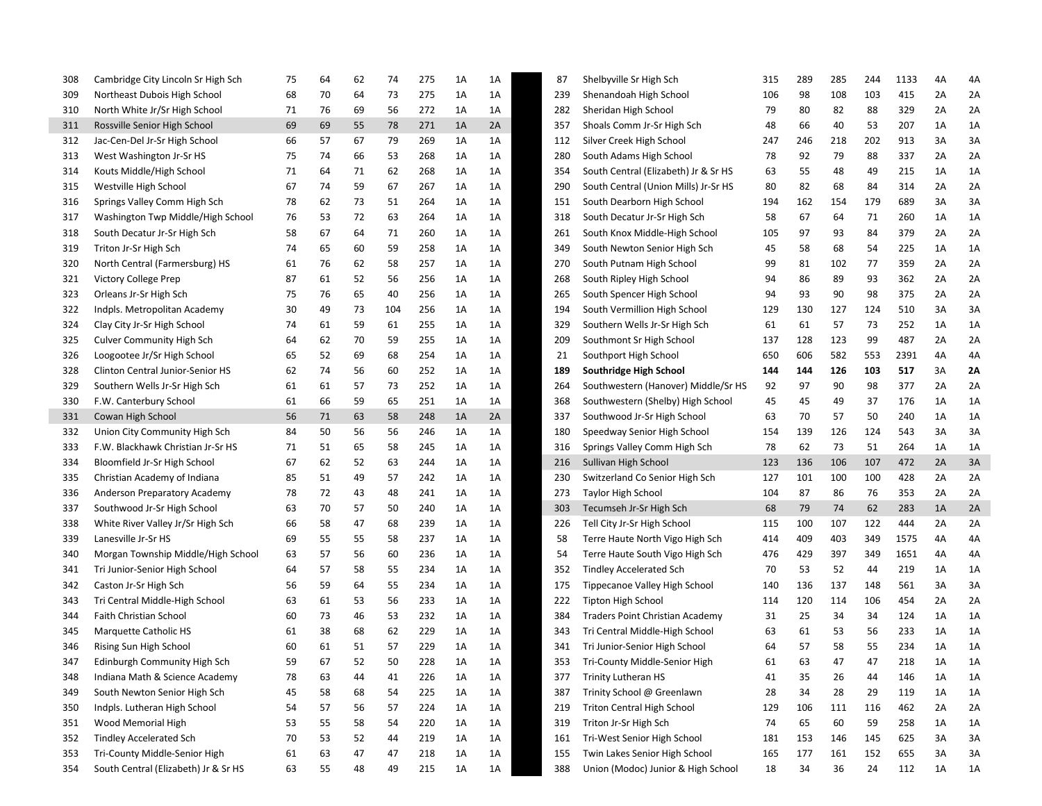| | | | | | | | | |
|---|---|---|---|---|---|---|---|---|
| 308 | Cambridge City Lincoln Sr High Sch | 75 | 64 | 62 | 74 | 275 | 1A | 1A |
| 309 | Northeast Dubois High School | 68 | 70 | 64 | 73 | 275 | 1A | 1A |
| 310 | North White Jr/Sr High School | 71 | 76 | 69 | 56 | 272 | 1A | 1A |
| 311 | Rossville Senior High School | 69 | 69 | 55 | 78 | 271 | 1A | 2A |
| 312 | Jac-Cen-Del Jr-Sr High School | 66 | 57 | 67 | 79 | 269 | 1A | 1A |
| 313 | West Washington Jr-Sr HS | 75 | 74 | 66 | 53 | 268 | 1A | 1A |
| 314 | Kouts Middle/High School | 71 | 64 | 71 | 62 | 268 | 1A | 1A |
| 315 | Westville High School | 67 | 74 | 59 | 67 | 267 | 1A | 1A |
| 316 | Springs Valley Comm High Sch | 78 | 62 | 73 | 51 | 264 | 1A | 1A |
| 317 | Washington Twp Middle/High School | 76 | 53 | 72 | 63 | 264 | 1A | 1A |
| 318 | South Decatur Jr-Sr High Sch | 58 | 67 | 64 | 71 | 260 | 1A | 1A |
| 319 | Triton Jr-Sr High Sch | 74 | 65 | 60 | 59 | 258 | 1A | 1A |
| 320 | North Central (Farmersburg) HS | 61 | 76 | 62 | 58 | 257 | 1A | 1A |
| 321 | Victory College Prep | 87 | 61 | 52 | 56 | 256 | 1A | 1A |
| 323 | Orleans Jr-Sr High Sch | 75 | 76 | 65 | 40 | 256 | 1A | 1A |
| 322 | Indpls. Metropolitan Academy | 30 | 49 | 73 | 104 | 256 | 1A | 1A |
| 324 | Clay City Jr-Sr High School | 74 | 61 | 59 | 61 | 255 | 1A | 1A |
| 325 | Culver Community High Sch | 64 | 62 | 70 | 59 | 255 | 1A | 1A |
| 326 | Loogootee Jr/Sr High School | 65 | 52 | 69 | 68 | 254 | 1A | 1A |
| 328 | Clinton Central Junior-Senior HS | 62 | 74 | 56 | 60 | 252 | 1A | 1A |
| 329 | Southern Wells Jr-Sr High Sch | 61 | 61 | 57 | 73 | 252 | 1A | 1A |
| 330 | F.W. Canterbury School | 61 | 66 | 59 | 65 | 251 | 1A | 1A |
| 331 | Cowan High School | 56 | 71 | 63 | 58 | 248 | 1A | 2A |
| 332 | Union City Community High Sch | 84 | 50 | 56 | 56 | 246 | 1A | 1A |
| 333 | F.W. Blackhawk Christian Jr-Sr HS | 71 | 51 | 65 | 58 | 245 | 1A | 1A |
| 334 | Bloomfield Jr-Sr High School | 67 | 62 | 52 | 63 | 244 | 1A | 1A |
| 335 | Christian Academy of Indiana | 85 | 51 | 49 | 57 | 242 | 1A | 1A |
| 336 | Anderson Preparatory Academy | 78 | 72 | 43 | 48 | 241 | 1A | 1A |
| 337 | Southwood Jr-Sr High School | 63 | 70 | 57 | 50 | 240 | 1A | 1A |
| 338 | White River Valley Jr/Sr High Sch | 66 | 58 | 47 | 68 | 239 | 1A | 1A |
| 339 | Lanesville Jr-Sr HS | 69 | 55 | 55 | 58 | 237 | 1A | 1A |
| 340 | Morgan Township Middle/High School | 63 | 57 | 56 | 60 | 236 | 1A | 1A |
| 341 | Tri Junior-Senior High School | 64 | 57 | 58 | 55 | 234 | 1A | 1A |
| 342 | Caston Jr-Sr High Sch | 56 | 59 | 64 | 55 | 234 | 1A | 1A |
| 343 | Tri Central Middle-High School | 63 | 61 | 53 | 56 | 233 | 1A | 1A |
| 344 | Faith Christian School | 60 | 73 | 46 | 53 | 232 | 1A | 1A |
| 345 | Marquette Catholic HS | 61 | 38 | 68 | 62 | 229 | 1A | 1A |
| 346 | Rising Sun High School | 60 | 61 | 51 | 57 | 229 | 1A | 1A |
| 347 | Edinburgh Community High Sch | 59 | 67 | 52 | 50 | 228 | 1A | 1A |
| 348 | Indiana Math & Science Academy | 78 | 63 | 44 | 41 | 226 | 1A | 1A |
| 349 | South Newton Senior High Sch | 45 | 58 | 68 | 54 | 225 | 1A | 1A |
| 350 | Indpls. Lutheran High School | 54 | 57 | 56 | 57 | 224 | 1A | 1A |
| 351 | Wood Memorial High | 53 | 55 | 58 | 54 | 220 | 1A | 1A |
| 352 | Tindley Accelerated Sch | 70 | 53 | 52 | 44 | 219 | 1A | 1A |
| 353 | Tri-County Middle-Senior High | 61 | 63 | 47 | 47 | 218 | 1A | 1A |
| 354 | South Central (Elizabeth) Jr & Sr HS | 63 | 55 | 48 | 49 | 215 | 1A | 1A |

| | | | | | | | | |
|---|---|---|---|---|---|---|---|---|
| 87 | Shelbyville Sr High Sch | 315 | 289 | 285 | 244 | 1133 | 4A | 4A |
| 239 | Shenandoah High School | 106 | 98 | 108 | 103 | 415 | 2A | 2A |
| 282 | Sheridan High School | 79 | 80 | 82 | 88 | 329 | 2A | 2A |
| 357 | Shoals Comm Jr-Sr High Sch | 48 | 66 | 40 | 53 | 207 | 1A | 1A |
| 112 | Silver Creek High School | 247 | 246 | 218 | 202 | 913 | 3A | 3A |
| 280 | South Adams High School | 78 | 92 | 79 | 88 | 337 | 2A | 2A |
| 354 | South Central (Elizabeth) Jr & Sr HS | 63 | 55 | 48 | 49 | 215 | 1A | 1A |
| 290 | South Central (Union Mills) Jr-Sr HS | 80 | 82 | 68 | 84 | 314 | 2A | 2A |
| 151 | South Dearborn High School | 194 | 162 | 154 | 179 | 689 | 3A | 3A |
| 318 | South Decatur Jr-Sr High Sch | 58 | 67 | 64 | 71 | 260 | 1A | 1A |
| 261 | South Knox Middle-High School | 105 | 97 | 93 | 84 | 379 | 2A | 2A |
| 349 | South Newton Senior High Sch | 45 | 58 | 68 | 54 | 225 | 1A | 1A |
| 270 | South Putnam High School | 99 | 81 | 102 | 77 | 359 | 2A | 2A |
| 268 | South Ripley High School | 94 | 86 | 89 | 93 | 362 | 2A | 2A |
| 265 | South Spencer High School | 94 | 93 | 90 | 98 | 375 | 2A | 2A |
| 194 | South Vermillion High School | 129 | 130 | 127 | 124 | 510 | 3A | 3A |
| 329 | Southern Wells Jr-Sr High Sch | 61 | 61 | 57 | 73 | 252 | 1A | 1A |
| 209 | Southmont Sr High School | 137 | 128 | 123 | 99 | 487 | 2A | 2A |
| 21 | Southport High School | 650 | 606 | 582 | 553 | 2391 | 4A | 4A |
| **189** | **Southridge High School** | **144** | **144** | **126** | **103** | **517** | 3A | **2A** |
| 264 | Southwestern (Hanover) Middle/Sr HS | 92 | 97 | 90 | 98 | 377 | 2A | 2A |
| 368 | Southwestern (Shelby) High School | 45 | 45 | 49 | 37 | 176 | 1A | 1A |
| 337 | Southwood Jr-Sr High School | 63 | 70 | 57 | 50 | 240 | 1A | 1A |
| 180 | Speedway Senior High School | 154 | 139 | 126 | 124 | 543 | 3A | 3A |
| 316 | Springs Valley Comm High Sch | 78 | 62 | 73 | 51 | 264 | 1A | 1A |
| 216 | Sullivan High School | 123 | 136 | 106 | 107 | 472 | 2A | 3A |
| 230 | Switzerland Co Senior High Sch | 127 | 101 | 100 | 100 | 428 | 2A | 2A |
| 273 | Taylor High School | 104 | 87 | 86 | 76 | 353 | 2A | 2A |
| 303 | Tecumseh Jr-Sr High Sch | 68 | 79 | 74 | 62 | 283 | 1A | 2A |
| 226 | Tell City Jr-Sr High School | 115 | 100 | 107 | 122 | 444 | 2A | 2A |
| 58 | Terre Haute North Vigo High Sch | 414 | 409 | 403 | 349 | 1575 | 4A | 4A |
| 54 | Terre Haute South Vigo High Sch | 476 | 429 | 397 | 349 | 1651 | 4A | 4A |
| 352 | Tindley Accelerated Sch | 70 | 53 | 52 | 44 | 219 | 1A | 1A |
| 175 | Tippecanoe Valley High School | 140 | 136 | 137 | 148 | 561 | 3A | 3A |
| 222 | Tipton High School | 114 | 120 | 114 | 106 | 454 | 2A | 2A |
| 384 | Traders Point Christian Academy | 31 | 25 | 34 | 34 | 124 | 1A | 1A |
| 343 | Tri Central Middle-High School | 63 | 61 | 53 | 56 | 233 | 1A | 1A |
| 341 | Tri Junior-Senior High School | 64 | 57 | 58 | 55 | 234 | 1A | 1A |
| 353 | Tri-County Middle-Senior High | 61 | 63 | 47 | 47 | 218 | 1A | 1A |
| 377 | Trinity Lutheran HS | 41 | 35 | 26 | 44 | 146 | 1A | 1A |
| 387 | Trinity School @ Greenlawn | 28 | 34 | 28 | 29 | 119 | 1A | 1A |
| 219 | Triton Central High School | 129 | 106 | 111 | 116 | 462 | 2A | 2A |
| 319 | Triton Jr-Sr High Sch | 74 | 65 | 60 | 59 | 258 | 1A | 1A |
| 161 | Tri-West Senior High School | 181 | 153 | 146 | 145 | 625 | 3A | 3A |
| 155 | Twin Lakes Senior High School | 165 | 177 | 161 | 152 | 655 | 3A | 3A |
| 388 | Union (Modoc) Junior & High School | 18 | 34 | 36 | 24 | 112 | 1A | 1A |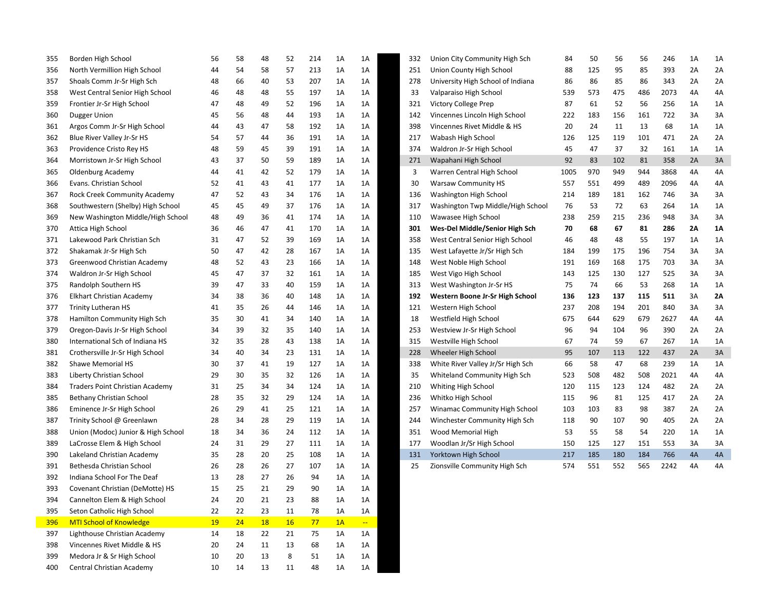| | | | | | | | | |
|---|---|---|---|---|---|---|---|---|
| 355 | Borden High School | 56 | 58 | 48 | 52 | 214 | 1A | 1A |
| 356 | North Vermillion High School | 44 | 54 | 58 | 57 | 213 | 1A | 1A |
| 357 | Shoals Comm Jr-Sr High Sch | 48 | 66 | 40 | 53 | 207 | 1A | 1A |
| 358 | West Central Senior High School | 46 | 48 | 48 | 55 | 197 | 1A | 1A |
| 359 | Frontier Jr-Sr High School | 47 | 48 | 49 | 52 | 196 | 1A | 1A |
| 360 | Dugger Union | 45 | 56 | 48 | 44 | 193 | 1A | 1A |
| 361 | Argos Comm Jr-Sr High School | 44 | 43 | 47 | 58 | 192 | 1A | 1A |
| 362 | Blue River Valley Jr-Sr HS | 54 | 57 | 44 | 36 | 191 | 1A | 1A |
| 363 | Providence Cristo Rey HS | 48 | 59 | 45 | 39 | 191 | 1A | 1A |
| 364 | Morristown Jr-Sr High School | 43 | 37 | 50 | 59 | 189 | 1A | 1A |
| 365 | Oldenburg Academy | 44 | 41 | 42 | 52 | 179 | 1A | 1A |
| 366 | Evans. Christian School | 52 | 41 | 43 | 41 | 177 | 1A | 1A |
| 367 | Rock Creek Community Academy | 47 | 52 | 43 | 34 | 176 | 1A | 1A |
| 368 | Southwestern (Shelby) High School | 45 | 45 | 49 | 37 | 176 | 1A | 1A |
| 369 | New Washington Middle/High School | 48 | 49 | 36 | 41 | 174 | 1A | 1A |
| 370 | Attica High School | 36 | 46 | 47 | 41 | 170 | 1A | 1A |
| 371 | Lakewood Park Christian Sch | 31 | 47 | 52 | 39 | 169 | 1A | 1A |
| 372 | Shakamak Jr-Sr High Sch | 50 | 47 | 42 | 28 | 167 | 1A | 1A |
| 373 | Greenwood Christian Academy | 48 | 52 | 43 | 23 | 166 | 1A | 1A |
| 374 | Waldron Jr-Sr High School | 45 | 47 | 37 | 32 | 161 | 1A | 1A |
| 375 | Randolph Southern HS | 39 | 47 | 33 | 40 | 159 | 1A | 1A |
| 376 | Elkhart Christian Academy | 34 | 38 | 36 | 40 | 148 | 1A | 1A |
| 377 | Trinity Lutheran HS | 41 | 35 | 26 | 44 | 146 | 1A | 1A |
| 378 | Hamilton Community High Sch | 35 | 30 | 41 | 34 | 140 | 1A | 1A |
| 379 | Oregon-Davis Jr-Sr High School | 34 | 39 | 32 | 35 | 140 | 1A | 1A |
| 380 | International Sch of Indiana HS | 32 | 35 | 28 | 43 | 138 | 1A | 1A |
| 381 | Crothersville Jr-Sr High School | 34 | 40 | 34 | 23 | 131 | 1A | 1A |
| 382 | Shawe Memorial HS | 30 | 37 | 41 | 19 | 127 | 1A | 1A |
| 383 | Liberty Christian School | 29 | 30 | 35 | 32 | 126 | 1A | 1A |
| 384 | Traders Point Christian Academy | 31 | 25 | 34 | 34 | 124 | 1A | 1A |
| 385 | Bethany Christian School | 28 | 35 | 32 | 29 | 124 | 1A | 1A |
| 386 | Eminence Jr-Sr High School | 26 | 29 | 41 | 25 | 121 | 1A | 1A |
| 387 | Trinity School @ Greenlawn | 28 | 34 | 28 | 29 | 119 | 1A | 1A |
| 388 | Union (Modoc) Junior & High School | 18 | 34 | 36 | 24 | 112 | 1A | 1A |
| 389 | LaCrosse Elem & High School | 24 | 31 | 29 | 27 | 111 | 1A | 1A |
| 390 | Lakeland Christian Academy | 35 | 28 | 20 | 25 | 108 | 1A | 1A |
| 391 | Bethesda Christian School | 26 | 28 | 26 | 27 | 107 | 1A | 1A |
| 392 | Indiana School For The Deaf | 13 | 28 | 27 | 26 | 94 | 1A | 1A |
| 393 | Covenant Christian (DeMotte) HS | 15 | 25 | 21 | 29 | 90 | 1A | 1A |
| 394 | Cannelton Elem & High School | 24 | 20 | 21 | 23 | 88 | 1A | 1A |
| 395 | Seton Catholic High School | 22 | 22 | 23 | 11 | 78 | 1A | 1A |
| 396 | MTI School of Knowledge | 19 | 24 | 18 | 16 | 77 | 1A | -- |
| 397 | Lighthouse Christian Academy | 14 | 18 | 22 | 21 | 75 | 1A | 1A |
| 398 | Vincennes Rivet Middle & HS | 20 | 24 | 11 | 13 | 68 | 1A | 1A |
| 399 | Medora Jr & Sr High School | 10 | 20 | 13 | 8 | 51 | 1A | 1A |
| 400 | Central Christian Academy | 10 | 14 | 13 | 11 | 48 | 1A | 1A |

| | | | | | | | | |
|---|---|---|---|---|---|---|---|---|
| 332 | Union City Community High Sch | 84 | 50 | 56 | 56 | 246 | 1A | 1A |
| 251 | Union County High School | 88 | 125 | 95 | 85 | 393 | 2A | 2A |
| 278 | University High School of Indiana | 86 | 86 | 85 | 86 | 343 | 2A | 2A |
| 33 | Valparaiso High School | 539 | 573 | 475 | 486 | 2073 | 4A | 4A |
| 321 | Victory College Prep | 87 | 61 | 52 | 56 | 256 | 1A | 1A |
| 142 | Vincennes Lincoln High School | 222 | 183 | 156 | 161 | 722 | 3A | 3A |
| 398 | Vincennes Rivet Middle & HS | 20 | 24 | 11 | 13 | 68 | 1A | 1A |
| 217 | Wabash High School | 126 | 125 | 119 | 101 | 471 | 2A | 2A |
| 374 | Waldron Jr-Sr High School | 45 | 47 | 37 | 32 | 161 | 1A | 1A |
| 271 | Wapahani High School | 92 | 83 | 102 | 81 | 358 | 2A | 3A |
| 3 | Warren Central High School | 1005 | 970 | 949 | 944 | 3868 | 4A | 4A |
| 30 | Warsaw Community HS | 557 | 551 | 499 | 489 | 2096 | 4A | 4A |
| 136 | Washington High School | 214 | 189 | 181 | 162 | 746 | 3A | 3A |
| 317 | Washington Twp Middle/High School | 76 | 53 | 72 | 63 | 264 | 1A | 1A |
| 110 | Wawasee High School | 238 | 259 | 215 | 236 | 948 | 3A | 3A |
| **301** | **Wes-Del Middle/Senior High Sch** | **70** | **68** | **67** | **81** | **286** | **2A** | **1A** |
| 358 | West Central Senior High School | 46 | 48 | 48 | 55 | 197 | 1A | 1A |
| 135 | West Lafayette Jr/Sr High Sch | 184 | 199 | 175 | 196 | 754 | 3A | 3A |
| 148 | West Noble High School | 191 | 169 | 168 | 175 | 703 | 3A | 3A |
| 185 | West Vigo High School | 143 | 125 | 130 | 127 | 525 | 3A | 3A |
| 313 | West Washington Jr-Sr HS | 75 | 74 | 66 | 53 | 268 | 1A | 1A |
| **192** | **Western Boone Jr-Sr High School** | **136** | **123** | **137** | **115** | **511** | 3A | **2A** |
| 121 | Western High School | 237 | 208 | 194 | 201 | 840 | 3A | 3A |
| 18 | Westfield High School | 675 | 644 | 629 | 679 | 2627 | 4A | 4A |
| 253 | Westview Jr-Sr High School | 96 | 94 | 104 | 96 | 390 | 2A | 2A |
| 315 | Westville High School | 67 | 74 | 59 | 67 | 267 | 1A | 1A |
| 228 | Wheeler High School | 95 | 107 | 113 | 122 | 437 | 2A | 3A |
| 338 | White River Valley Jr/Sr High Sch | 66 | 58 | 47 | 68 | 239 | 1A | 1A |
| 35 | Whiteland Community High Sch | 523 | 508 | 482 | 508 | 2021 | 4A | 4A |
| 210 | Whiting High School | 120 | 115 | 123 | 124 | 482 | 2A | 2A |
| 236 | Whitko High School | 115 | 96 | 81 | 125 | 417 | 2A | 2A |
| 257 | Winamac Community High School | 103 | 103 | 83 | 98 | 387 | 2A | 2A |
| 244 | Winchester Community High Sch | 118 | 90 | 107 | 90 | 405 | 2A | 2A |
| 351 | Wood Memorial High | 53 | 55 | 58 | 54 | 220 | 1A | 1A |
| 177 | Woodlan Jr/Sr High School | 150 | 125 | 127 | 151 | 553 | 3A | 3A |
| 131 | Yorktown High School | 217 | 185 | 180 | 184 | 766 | 4A | 4A |
| 25 | Zionsville Community High Sch | 574 | 551 | 552 | 565 | 2242 | 4A | 4A |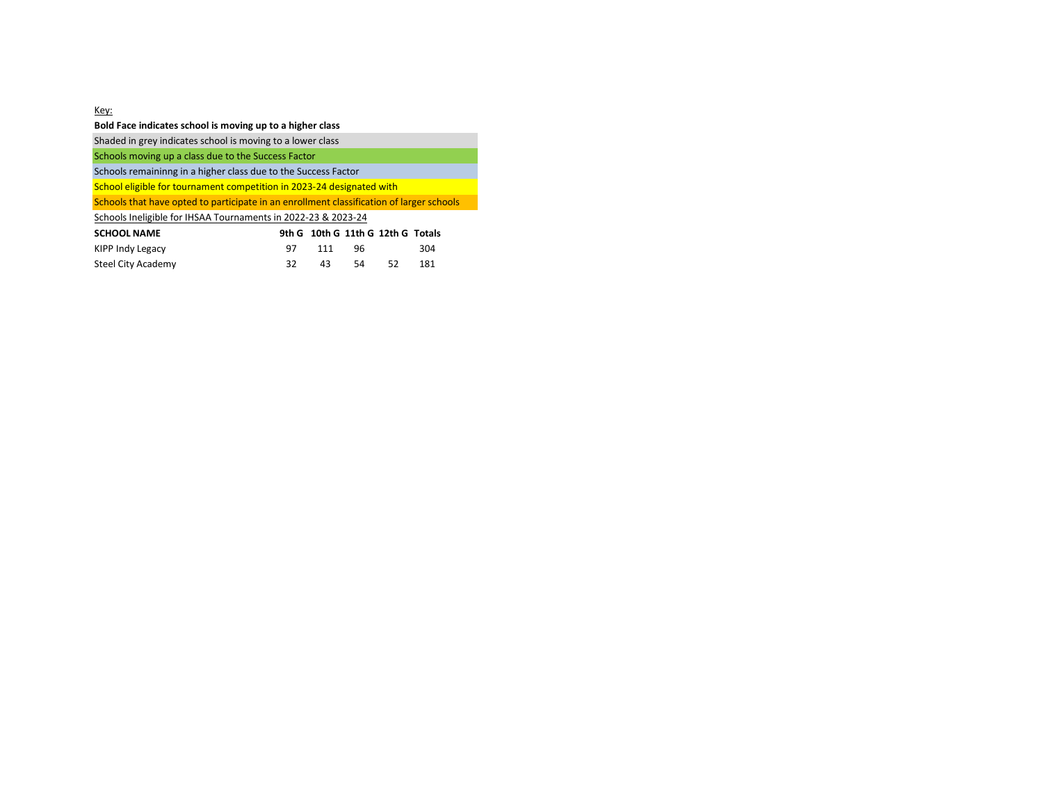Key:

**Bold Face indicates school is moving up to a higher class**

Shaded in grey indicates school is moving to a lower class

Schools moving up a class due to the Success Factor

Schools remaininng in a higher class due to the Success Factor

School eligible for tournament competition in 2023-24 designated with

Schools that have opted to participate in an enrollment classification of larger schools

Schools Ineligible for IHSAA Tournaments in 2022-23 & 2023-24

| SCHOOL NAME | 9th G | 10th G | 11th G | 12th G | Totals |
|---|---|---|---|---|---|
| KIPP Indy Legacy | 97 | 111 | 96 | | 304 |
| Steel City Academy | 32 | 43 | 54 | 52 | 181 |